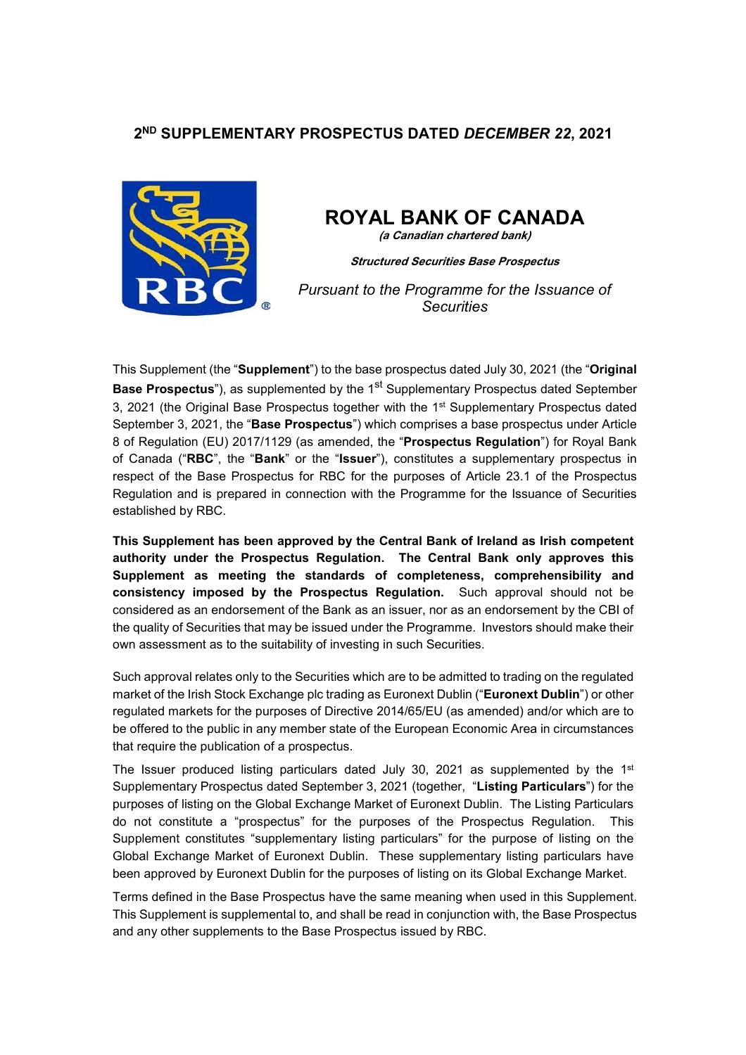# 2[ND] SUPPLEMENTARY PROSPECTUS DATED *DECEMBER 22*, 2021

## ROYAL BANK OF CANADA

***(a Canadian chartered bank)***

***Structured Securities Base Prospectus***

*Pursuant to the Programme for the Issuance of Securities*

This Supplement (the "**Supplement**") to the base prospectus dated July 30, 2021 (the "**Original Base Prospectus**"), as supplemented by the 1[st] Supplementary Prospectus dated September 3, 2021 (the Original Base Prospectus together with the 1[st] Supplementary Prospectus dated September 3, 2021, the "**Base Prospectus**") which comprises a base prospectus under Article 8 of Regulation (EU) 2017/1129 (as amended, the "**Prospectus Regulation**") for Royal Bank of Canada ("**RBC**", the "**Bank**" or the "**Issuer**"), constitutes a supplementary prospectus in respect of the Base Prospectus for RBC for the purposes of Article 23.1 of the Prospectus Regulation and is prepared in connection with the Programme for the Issuance of Securities established by RBC.

**This Supplement has been approved by the Central Bank of Ireland as Irish competent authority under the Prospectus Regulation. The Central Bank only approves this Supplement as meeting the standards of completeness, comprehensibility and consistency imposed by the Prospectus Regulation.** Such approval should not be considered as an endorsement of the Bank as an issuer, nor as an endorsement by the CBI of the quality of Securities that may be issued under the Programme. Investors should make their own assessment as to the suitability of investing in such Securities.

Such approval relates only to the Securities which are to be admitted to trading on the regulated market of the Irish Stock Exchange plc trading as Euronext Dublin ("**Euronext Dublin**") or other regulated markets for the purposes of Directive 2014/65/EU (as amended) and/or which are to be offered to the public in any member state of the European Economic Area in circumstances that require the publication of a prospectus.

The Issuer produced listing particulars dated July 30, 2021 as supplemented by the 1[st] Supplementary Prospectus dated September 3, 2021 (together, "**Listing Particulars**") for the purposes of listing on the Global Exchange Market of Euronext Dublin. The Listing Particulars do not constitute a "prospectus" for the purposes of the Prospectus Regulation. This Supplement constitutes "supplementary listing particulars" for the purpose of listing on the Global Exchange Market of Euronext Dublin. These supplementary listing particulars have been approved by Euronext Dublin for the purposes of listing on its Global Exchange Market.

Terms defined in the Base Prospectus have the same meaning when used in this Supplement. This Supplement is supplemental to, and shall be read in conjunction with, the Base Prospectus and any other supplements to the Base Prospectus issued by RBC.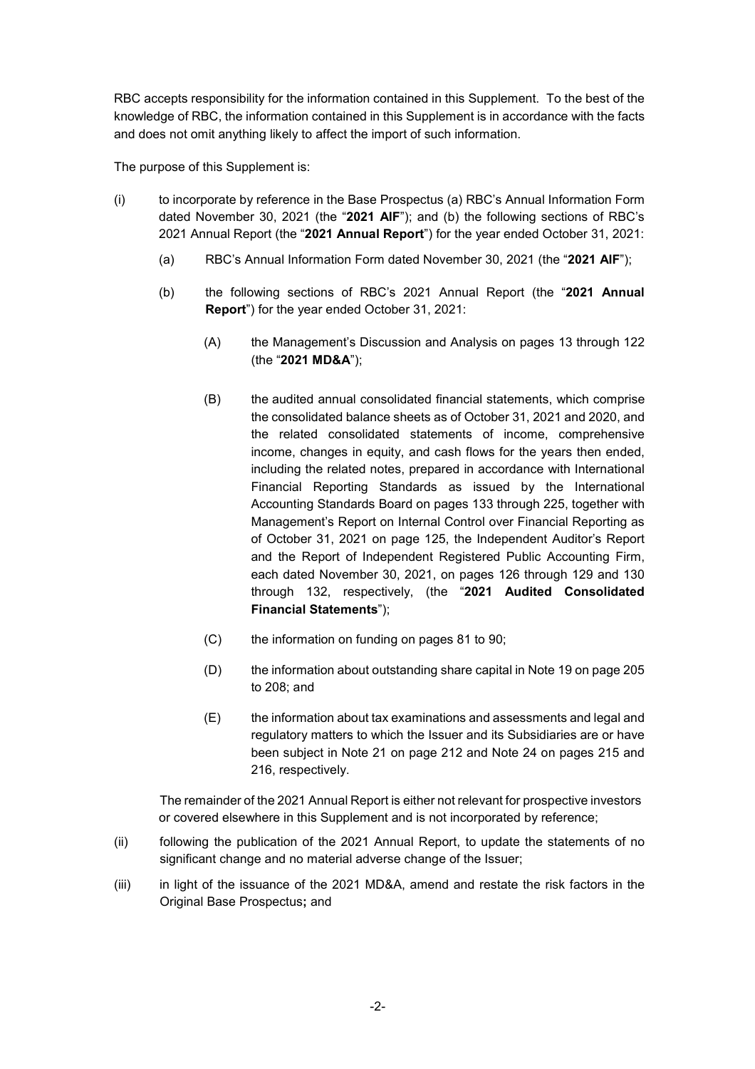RBC accepts responsibility for the information contained in this Supplement. To the best of the knowledge of RBC, the information contained in this Supplement is in accordance with the facts and does not omit anything likely to affect the import of such information.

The purpose of this Supplement is:

(i) to incorporate by reference in the Base Prospectus (a) RBC's Annual Information Form dated November 30, 2021 (the "**2021 AIF**"); and (b) the following sections of RBC's 2021 Annual Report (the "**2021 Annual Report**") for the year ended October 31, 2021:

   (a) RBC's Annual Information Form dated November 30, 2021 (the "**2021 AIF**");

   (b) the following sections of RBC's 2021 Annual Report (the "**2021 Annual Report**") for the year ended October 31, 2021:

      (A) the Management's Discussion and Analysis on pages 13 through 122 (the "**2021 MD&A**");

      (B) the audited annual consolidated financial statements, which comprise the consolidated balance sheets as of October 31, 2021 and 2020, and the related consolidated statements of income, comprehensive income, changes in equity, and cash flows for the years then ended, including the related notes, prepared in accordance with International Financial Reporting Standards as issued by the International Accounting Standards Board on pages 133 through 225, together with Management's Report on Internal Control over Financial Reporting as of October 31, 2021 on page 125, the Independent Auditor's Report and the Report of Independent Registered Public Accounting Firm, each dated November 30, 2021, on pages 126 through 129 and 130 through 132, respectively, (the "**2021 Audited Consolidated Financial Statements**");

      (C) the information on funding on pages 81 to 90;

      (D) the information about outstanding share capital in Note 19 on page 205 to 208; and

      (E) the information about tax examinations and assessments and legal and regulatory matters to which the Issuer and its Subsidiaries are or have been subject in Note 21 on page 212 and Note 24 on pages 215 and 216, respectively.

   The remainder of the 2021 Annual Report is either not relevant for prospective investors or covered elsewhere in this Supplement and is not incorporated by reference;

(ii) following the publication of the 2021 Annual Report, to update the statements of no significant change and no material adverse change of the Issuer;

(iii) in light of the issuance of the 2021 MD&A, amend and restate the risk factors in the Original Base Prospectus**;** and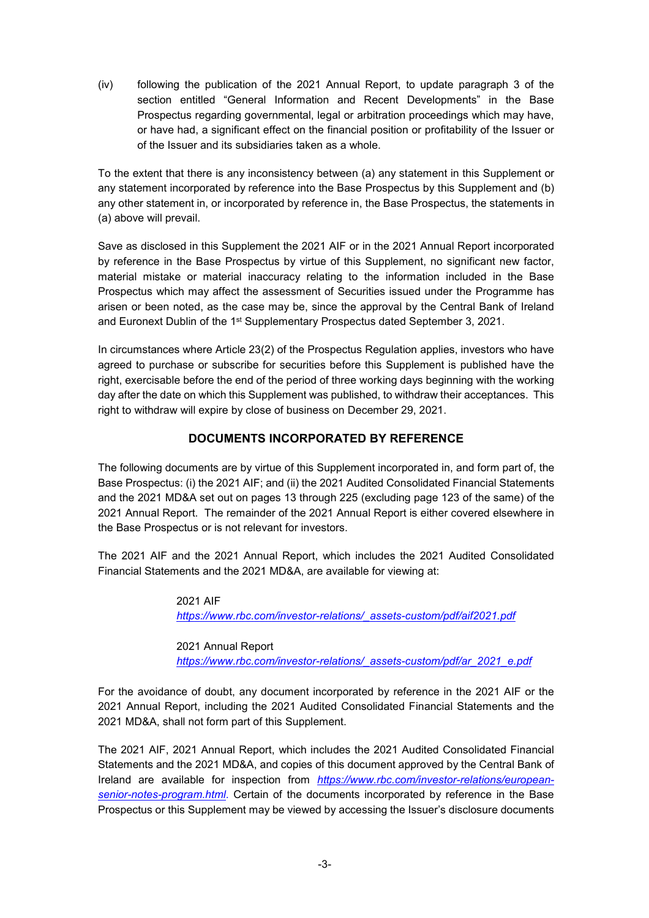(iv) following the publication of the 2021 Annual Report, to update paragraph 3 of the section entitled "General Information and Recent Developments" in the Base Prospectus regarding governmental, legal or arbitration proceedings which may have, or have had, a significant effect on the financial position or profitability of the Issuer or of the Issuer and its subsidiaries taken as a whole.

To the extent that there is any inconsistency between (a) any statement in this Supplement or any statement incorporated by reference into the Base Prospectus by this Supplement and (b) any other statement in, or incorporated by reference in, the Base Prospectus, the statements in (a) above will prevail.

Save as disclosed in this Supplement the 2021 AIF or in the 2021 Annual Report incorporated by reference in the Base Prospectus by virtue of this Supplement, no significant new factor, material mistake or material inaccuracy relating to the information included in the Base Prospectus which may affect the assessment of Securities issued under the Programme has arisen or been noted, as the case may be, since the approval by the Central Bank of Ireland and Euronext Dublin of the 1st Supplementary Prospectus dated September 3, 2021.

In circumstances where Article 23(2) of the Prospectus Regulation applies, investors who have agreed to purchase or subscribe for securities before this Supplement is published have the right, exercisable before the end of the period of three working days beginning with the working day after the date on which this Supplement was published, to withdraw their acceptances. This right to withdraw will expire by close of business on December 29, 2021.

## DOCUMENTS INCORPORATED BY REFERENCE

The following documents are by virtue of this Supplement incorporated in, and form part of, the Base Prospectus: (i) the 2021 AIF; and (ii) the 2021 Audited Consolidated Financial Statements and the 2021 MD&A set out on pages 13 through 225 (excluding page 123 of the same) of the 2021 Annual Report. The remainder of the 2021 Annual Report is either covered elsewhere in the Base Prospectus or is not relevant for investors.

The 2021 AIF and the 2021 Annual Report, which includes the 2021 Audited Consolidated Financial Statements and the 2021 MD&A, are available for viewing at:

2021 AIF
*https://www.rbc.com/investor-relations/_assets-custom/pdf/aif2021.pdf*

2021 Annual Report
*https://www.rbc.com/investor-relations/_assets-custom/pdf/ar_2021_e.pdf*

For the avoidance of doubt, any document incorporated by reference in the 2021 AIF or the 2021 Annual Report, including the 2021 Audited Consolidated Financial Statements and the 2021 MD&A, shall not form part of this Supplement.

The 2021 AIF, 2021 Annual Report, which includes the 2021 Audited Consolidated Financial Statements and the 2021 MD&A, and copies of this document approved by the Central Bank of Ireland are available for inspection from *https://www.rbc.com/investor-relations/european-senior-notes-program.html*. Certain of the documents incorporated by reference in the Base Prospectus or this Supplement may be viewed by accessing the Issuer's disclosure documents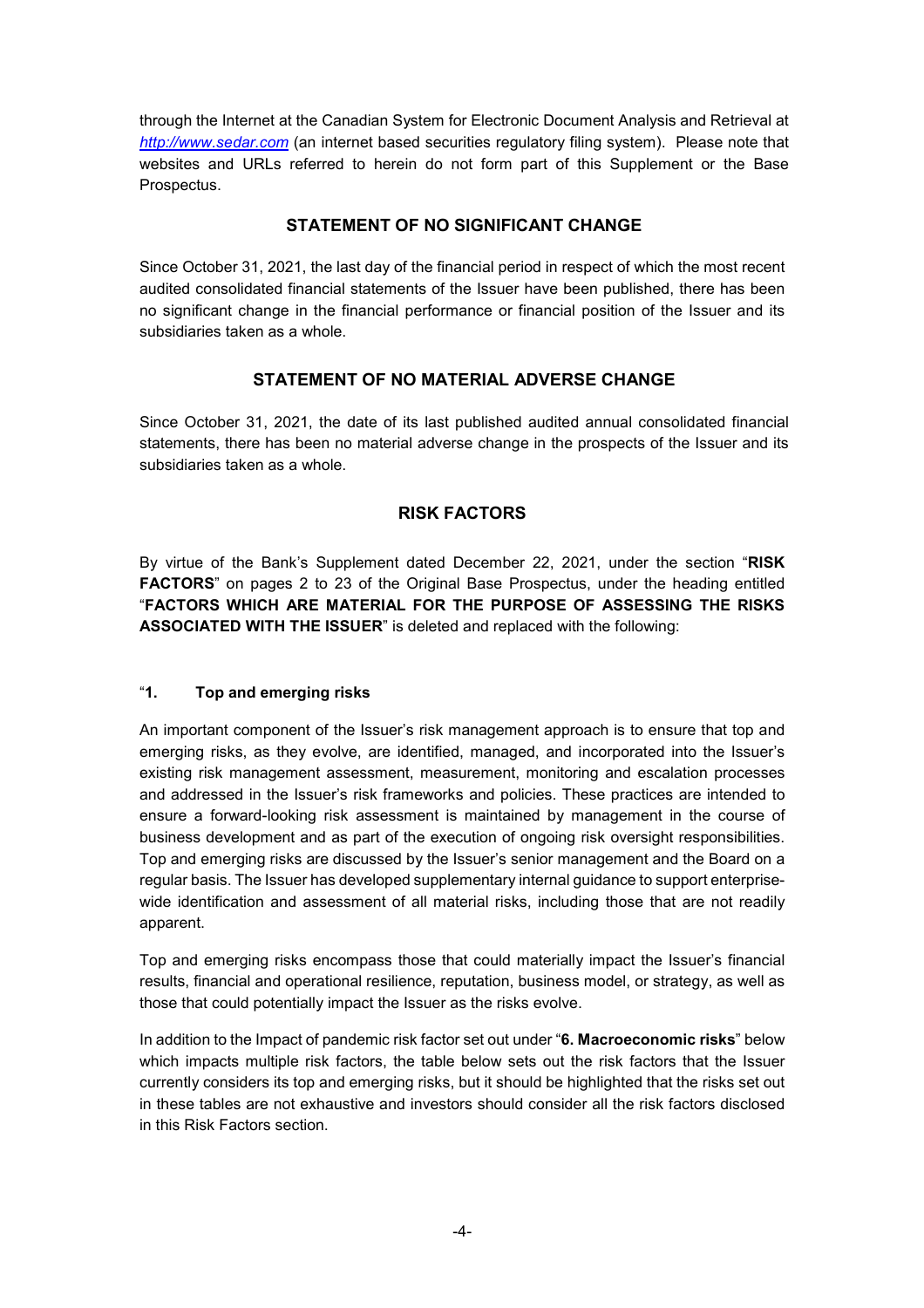through the Internet at the Canadian System for Electronic Document Analysis and Retrieval at *http://www.sedar.com* (an internet based securities regulatory filing system). Please note that websites and URLs referred to herein do not form part of this Supplement or the Base Prospectus.

## STATEMENT OF NO SIGNIFICANT CHANGE

Since October 31, 2021, the last day of the financial period in respect of which the most recent audited consolidated financial statements of the Issuer have been published, there has been no significant change in the financial performance or financial position of the Issuer and its subsidiaries taken as a whole.

## STATEMENT OF NO MATERIAL ADVERSE CHANGE

Since October 31, 2021, the date of its last published audited annual consolidated financial statements, there has been no material adverse change in the prospects of the Issuer and its subsidiaries taken as a whole.

## RISK FACTORS

By virtue of the Bank's Supplement dated December 22, 2021, under the section "**RISK FACTORS**" on pages 2 to 23 of the Original Base Prospectus, under the heading entitled "**FACTORS WHICH ARE MATERIAL FOR THE PURPOSE OF ASSESSING THE RISKS ASSOCIATED WITH THE ISSUER**" is deleted and replaced with the following:

"**1. Top and emerging risks**

An important component of the Issuer's risk management approach is to ensure that top and emerging risks, as they evolve, are identified, managed, and incorporated into the Issuer's existing risk management assessment, measurement, monitoring and escalation processes and addressed in the Issuer's risk frameworks and policies. These practices are intended to ensure a forward-looking risk assessment is maintained by management in the course of business development and as part of the execution of ongoing risk oversight responsibilities. Top and emerging risks are discussed by the Issuer's senior management and the Board on a regular basis. The Issuer has developed supplementary internal guidance to support enterprise-wide identification and assessment of all material risks, including those that are not readily apparent.

Top and emerging risks encompass those that could materially impact the Issuer's financial results, financial and operational resilience, reputation, business model, or strategy, as well as those that could potentially impact the Issuer as the risks evolve.

In addition to the Impact of pandemic risk factor set out under "**6. Macroeconomic risks**" below which impacts multiple risk factors, the table below sets out the risk factors that the Issuer currently considers its top and emerging risks, but it should be highlighted that the risks set out in these tables are not exhaustive and investors should consider all the risk factors disclosed in this Risk Factors section.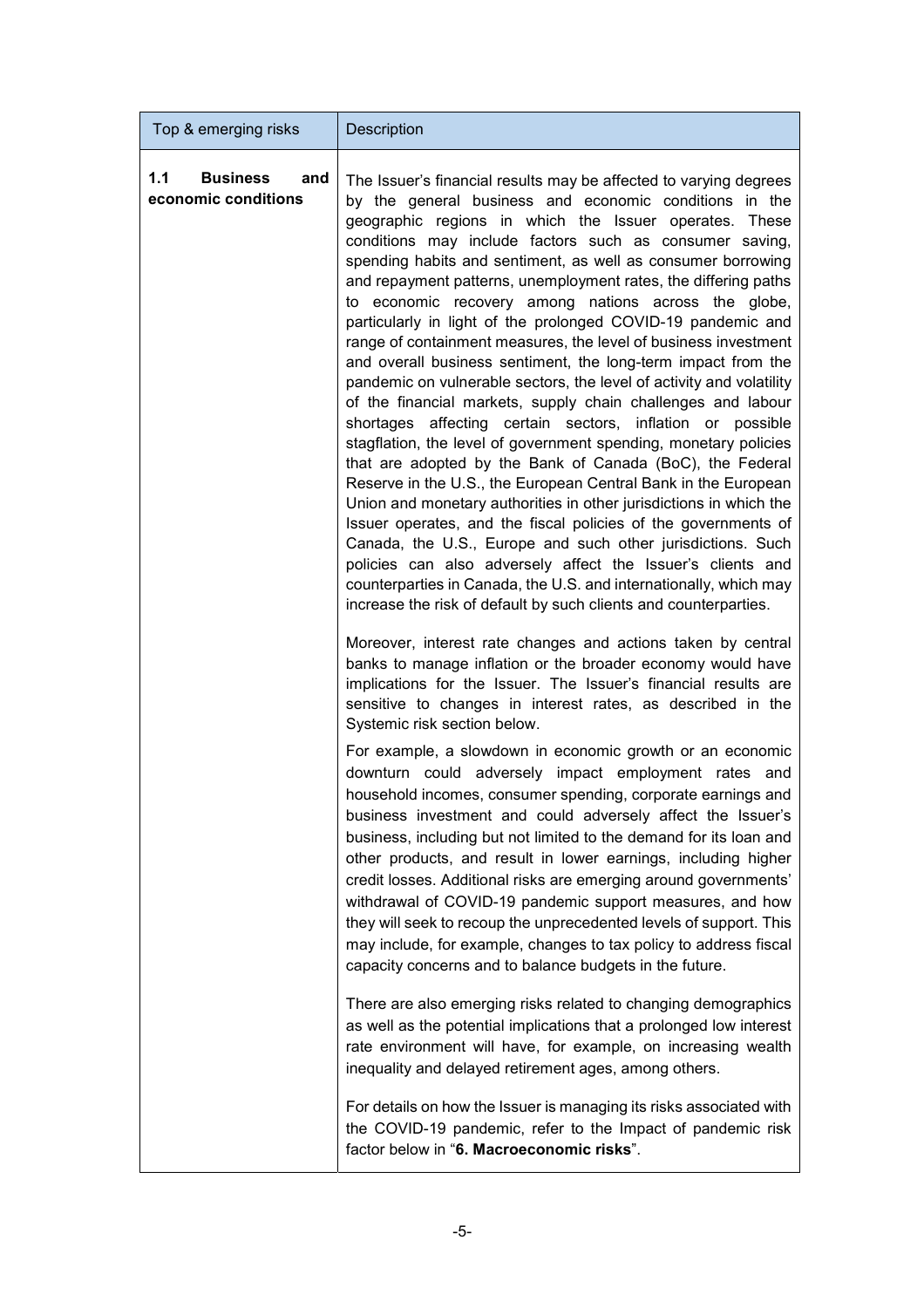| Top & emerging risks | Description |
| --- | --- |
| **1.1 Business and economic conditions** | The Issuer's financial results may be affected to varying degrees by the general business and economic conditions in the geographic regions in which the Issuer operates. These conditions may include factors such as consumer saving, spending habits and sentiment, as well as consumer borrowing and repayment patterns, unemployment rates, the differing paths to economic recovery among nations across the globe, particularly in light of the prolonged COVID-19 pandemic and range of containment measures, the level of business investment and overall business sentiment, the long-term impact from the pandemic on vulnerable sectors, the level of activity and volatility of the financial markets, supply chain challenges and labour shortages affecting certain sectors, inflation or possible stagflation, the level of government spending, monetary policies that are adopted by the Bank of Canada (BoC), the Federal Reserve in the U.S., the European Central Bank in the European Union and monetary authorities in other jurisdictions in which the Issuer operates, and the fiscal policies of the governments of Canada, the U.S., Europe and such other jurisdictions. Such policies can also adversely affect the Issuer's clients and counterparties in Canada, the U.S. and internationally, which may increase the risk of default by such clients and counterparties.<br><br>Moreover, interest rate changes and actions taken by central banks to manage inflation or the broader economy would have implications for the Issuer. The Issuer's financial results are sensitive to changes in interest rates, as described in the Systemic risk section below.<br><br>For example, a slowdown in economic growth or an economic downturn could adversely impact employment rates and household incomes, consumer spending, corporate earnings and business investment and could adversely affect the Issuer's business, including but not limited to the demand for its loan and other products, and result in lower earnings, including higher credit losses. Additional risks are emerging around governments' withdrawal of COVID-19 pandemic support measures, and how they will seek to recoup the unprecedented levels of support. This may include, for example, changes to tax policy to address fiscal capacity concerns and to balance budgets in the future.<br><br>There are also emerging risks related to changing demographics as well as the potential implications that a prolonged low interest rate environment will have, for example, on increasing wealth inequality and delayed retirement ages, among others.<br><br>For details on how the Issuer is managing its risks associated with the COVID-19 pandemic, refer to the Impact of pandemic risk factor below in "**6. Macroeconomic risks**". |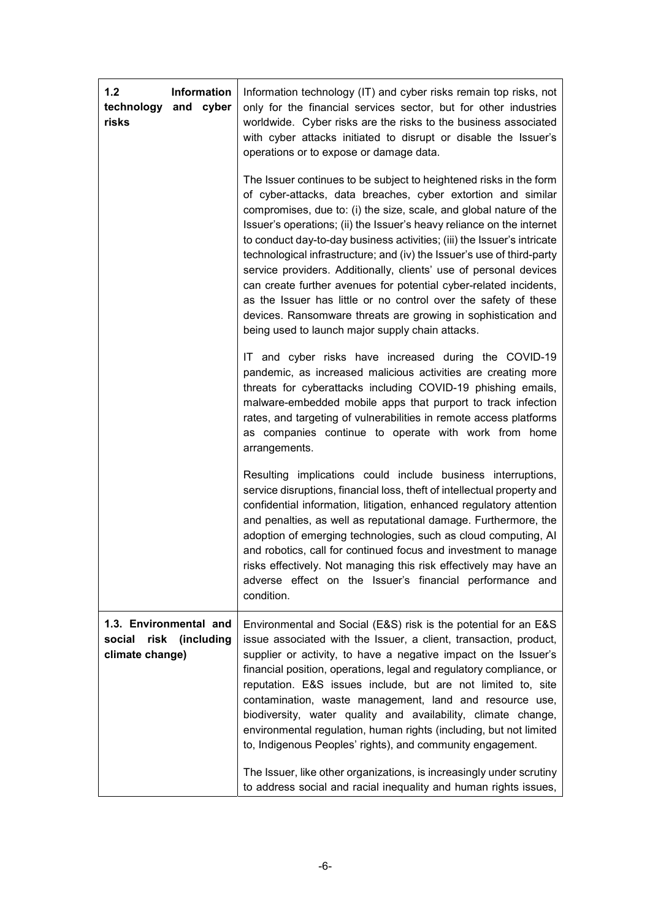| | |
|---|---|
| **1.2 Information technology and cyber risks** | Information technology (IT) and cyber risks remain top risks, not only for the financial services sector, but for other industries worldwide. Cyber risks are the risks to the business associated with cyber attacks initiated to disrupt or disable the Issuer's operations or to expose or damage data.<br><br>The Issuer continues to be subject to heightened risks in the form of cyber-attacks, data breaches, cyber extortion and similar compromises, due to: (i) the size, scale, and global nature of the Issuer's operations; (ii) the Issuer's heavy reliance on the internet to conduct day-to-day business activities; (iii) the Issuer's intricate technological infrastructure; and (iv) the Issuer's use of third-party service providers. Additionally, clients' use of personal devices can create further avenues for potential cyber-related incidents, as the Issuer has little or no control over the safety of these devices. Ransomware threats are growing in sophistication and being used to launch major supply chain attacks.<br><br>IT and cyber risks have increased during the COVID-19 pandemic, as increased malicious activities are creating more threats for cyberattacks including COVID-19 phishing emails, malware-embedded mobile apps that purport to track infection rates, and targeting of vulnerabilities in remote access platforms as companies continue to operate with work from home arrangements.<br><br>Resulting implications could include business interruptions, service disruptions, financial loss, theft of intellectual property and confidential information, litigation, enhanced regulatory attention and penalties, as well as reputational damage. Furthermore, the adoption of emerging technologies, such as cloud computing, AI and robotics, call for continued focus and investment to manage risks effectively. Not managing this risk effectively may have an adverse effect on the Issuer's financial performance and condition. |
| **1.3. Environmental and social risk (including climate change)** | Environmental and Social (E&S) risk is the potential for an E&S issue associated with the Issuer, a client, transaction, product, supplier or activity, to have a negative impact on the Issuer's financial position, operations, legal and regulatory compliance, or reputation. E&S issues include, but are not limited to, site contamination, waste management, land and resource use, biodiversity, water quality and availability, climate change, environmental regulation, human rights (including, but not limited to, Indigenous Peoples' rights), and community engagement.<br><br>The Issuer, like other organizations, is increasingly under scrutiny to address social and racial inequality and human rights issues, |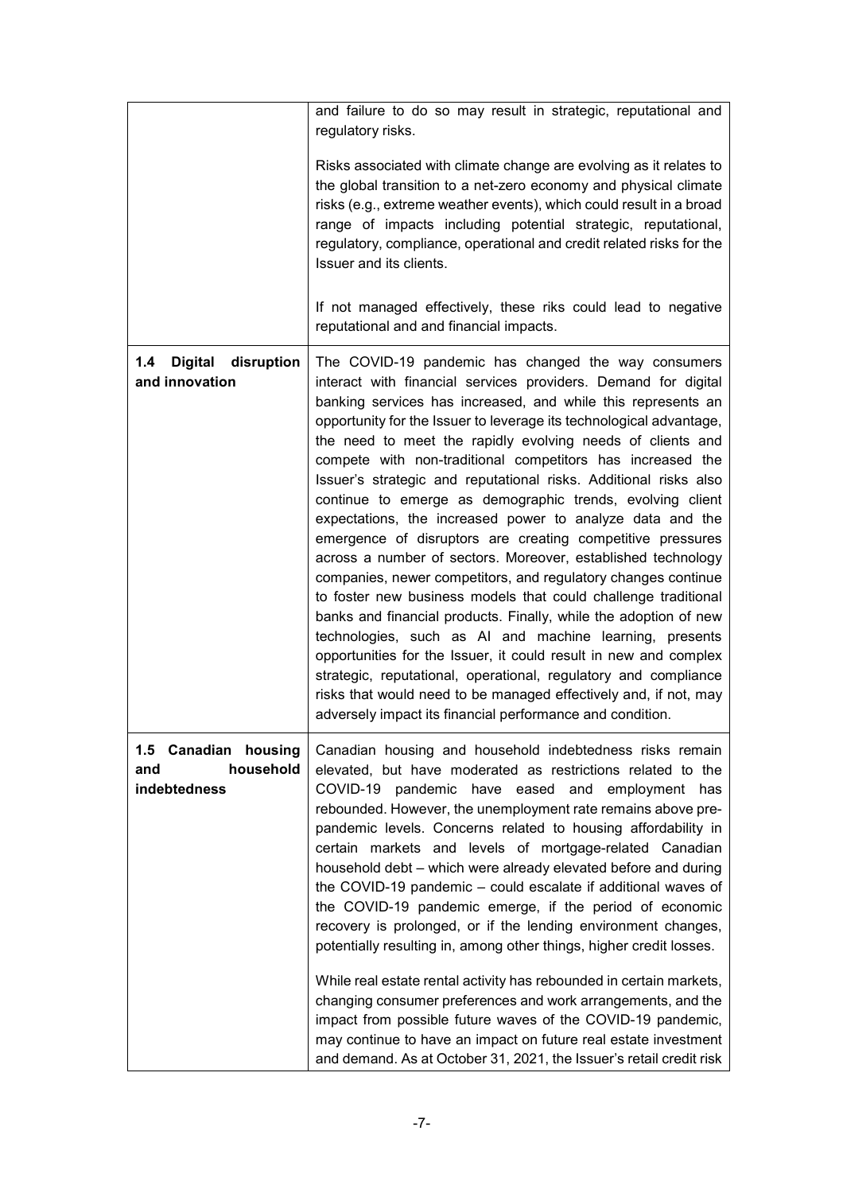| | |
|---|---|
| | and failure to do so may result in strategic, reputational and regulatory risks.<br><br>Risks associated with climate change are evolving as it relates to the global transition to a net-zero economy and physical climate risks (e.g., extreme weather events), which could result in a broad range of impacts including potential strategic, reputational, regulatory, compliance, operational and credit related risks for the Issuer and its clients.<br><br>If not managed effectively, these riks could lead to negative reputational and and financial impacts. |
| **1.4 Digital disruption and innovation** | The COVID-19 pandemic has changed the way consumers interact with financial services providers. Demand for digital banking services has increased, and while this represents an opportunity for the Issuer to leverage its technological advantage, the need to meet the rapidly evolving needs of clients and compete with non-traditional competitors has increased the Issuer's strategic and reputational risks. Additional risks also continue to emerge as demographic trends, evolving client expectations, the increased power to analyze data and the emergence of disruptors are creating competitive pressures across a number of sectors. Moreover, established technology companies, newer competitors, and regulatory changes continue to foster new business models that could challenge traditional banks and financial products. Finally, while the adoption of new technologies, such as AI and machine learning, presents opportunities for the Issuer, it could result in new and complex strategic, reputational, operational, regulatory and compliance risks that would need to be managed effectively and, if not, may adversely impact its financial performance and condition. |
| **1.5 Canadian housing and household indebtedness** | Canadian housing and household indebtedness risks remain elevated, but have moderated as restrictions related to the COVID-19 pandemic have eased and employment has rebounded. However, the unemployment rate remains above pre-pandemic levels. Concerns related to housing affordability in certain markets and levels of mortgage-related Canadian household debt – which were already elevated before and during the COVID-19 pandemic – could escalate if additional waves of the COVID-19 pandemic emerge, if the period of economic recovery is prolonged, or if the lending environment changes, potentially resulting in, among other things, higher credit losses.<br><br>While real estate rental activity has rebounded in certain markets, changing consumer preferences and work arrangements, and the impact from possible future waves of the COVID-19 pandemic, may continue to have an impact on future real estate investment and demand. As at October 31, 2021, the Issuer's retail credit risk |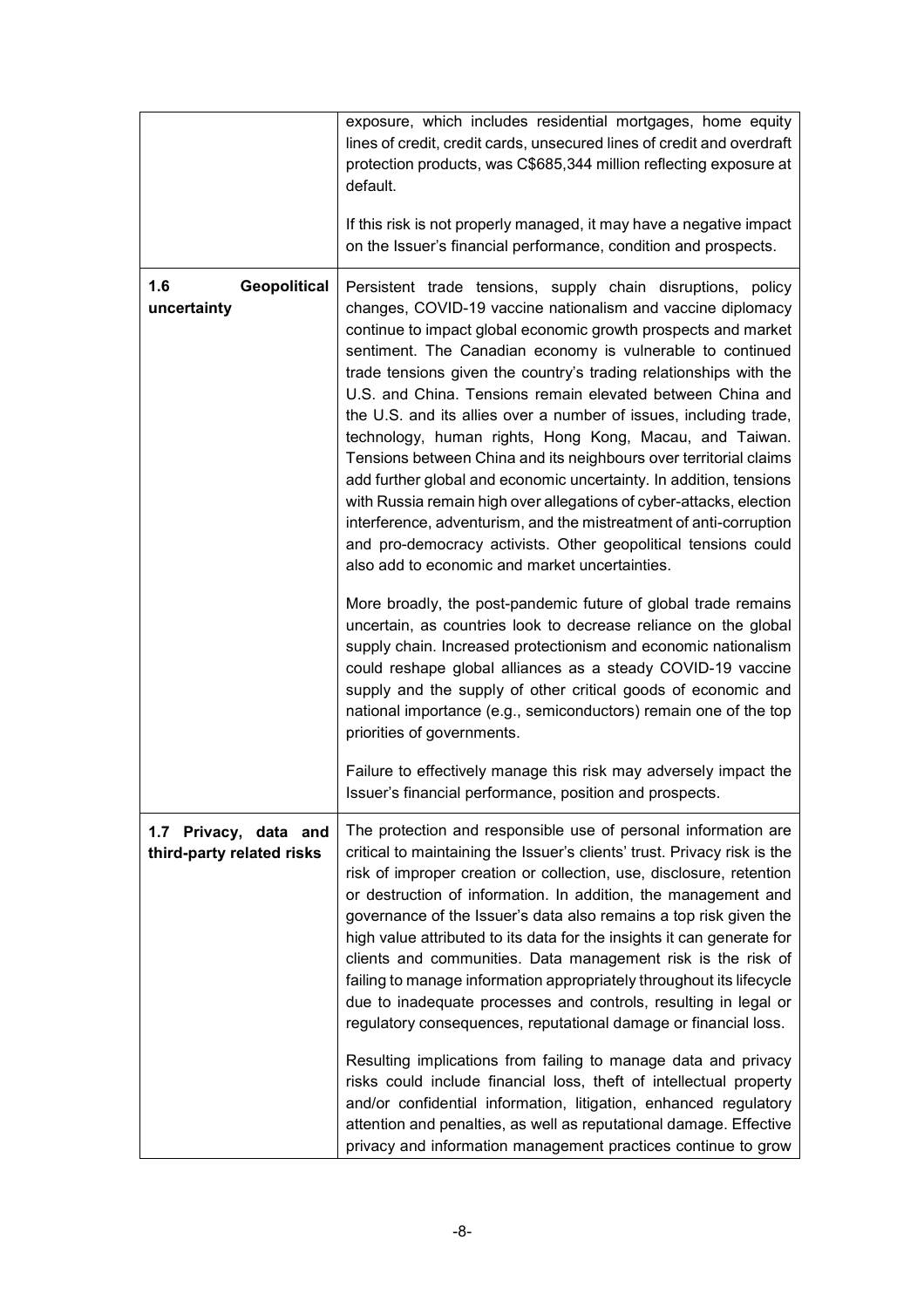| | |
|---|---|
| | exposure, which includes residential mortgages, home equity lines of credit, credit cards, unsecured lines of credit and overdraft protection products, was C$685,344 million reflecting exposure at default.<br><br>If this risk is not properly managed, it may have a negative impact on the Issuer's financial performance, condition and prospects. |
| **1.6 Geopolitical uncertainty** | Persistent trade tensions, supply chain disruptions, policy changes, COVID-19 vaccine nationalism and vaccine diplomacy continue to impact global economic growth prospects and market sentiment. The Canadian economy is vulnerable to continued trade tensions given the country's trading relationships with the U.S. and China. Tensions remain elevated between China and the U.S. and its allies over a number of issues, including trade, technology, human rights, Hong Kong, Macau, and Taiwan. Tensions between China and its neighbours over territorial claims add further global and economic uncertainty. In addition, tensions with Russia remain high over allegations of cyber-attacks, election interference, adventurism, and the mistreatment of anti-corruption and pro-democracy activists. Other geopolitical tensions could also add to economic and market uncertainties.<br><br>More broadly, the post-pandemic future of global trade remains uncertain, as countries look to decrease reliance on the global supply chain. Increased protectionism and economic nationalism could reshape global alliances as a steady COVID-19 vaccine supply and the supply of other critical goods of economic and national importance (e.g., semiconductors) remain one of the top priorities of governments.<br><br>Failure to effectively manage this risk may adversely impact the Issuer's financial performance, position and prospects. |
| **1.7 Privacy, data and third-party related risks** | The protection and responsible use of personal information are critical to maintaining the Issuer's clients' trust. Privacy risk is the risk of improper creation or collection, use, disclosure, retention or destruction of information. In addition, the management and governance of the Issuer's data also remains a top risk given the high value attributed to its data for the insights it can generate for clients and communities. Data management risk is the risk of failing to manage information appropriately throughout its lifecycle due to inadequate processes and controls, resulting in legal or regulatory consequences, reputational damage or financial loss.<br><br>Resulting implications from failing to manage data and privacy risks could include financial loss, theft of intellectual property and/or confidential information, litigation, enhanced regulatory attention and penalties, as well as reputational damage. Effective privacy and information management practices continue to grow |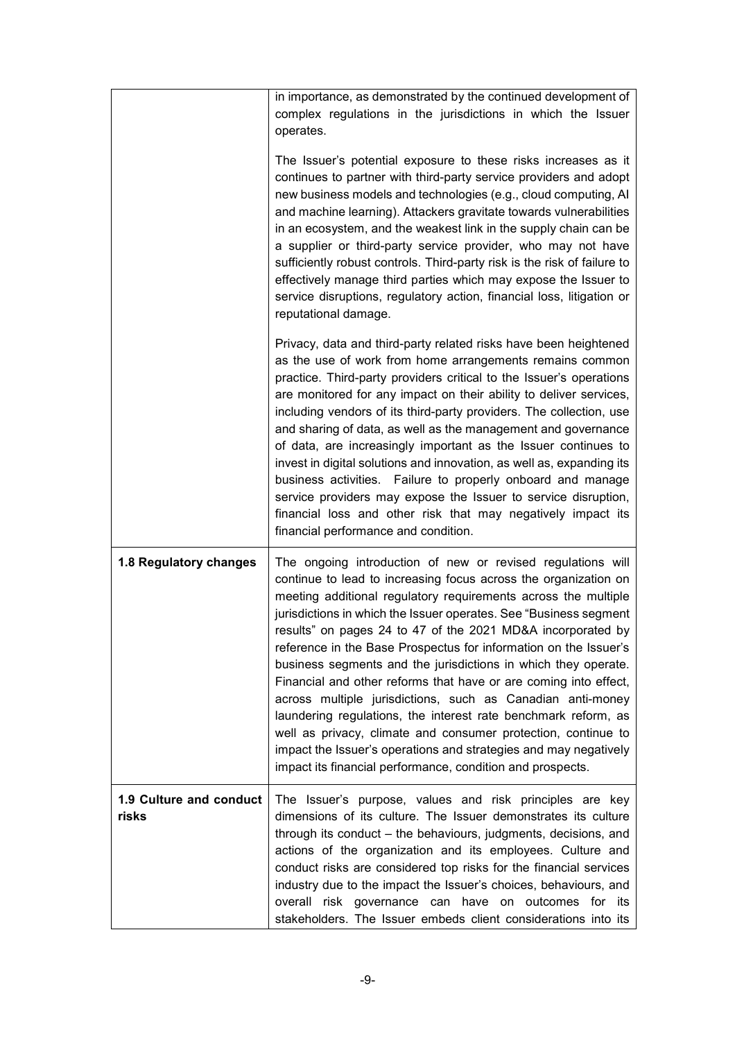| | |
|---|---|
| | in importance, as demonstrated by the continued development of complex regulations in the jurisdictions in which the Issuer operates.<br><br>The Issuer's potential exposure to these risks increases as it continues to partner with third-party service providers and adopt new business models and technologies (e.g., cloud computing, AI and machine learning). Attackers gravitate towards vulnerabilities in an ecosystem, and the weakest link in the supply chain can be a supplier or third-party service provider, who may not have sufficiently robust controls. Third-party risk is the risk of failure to effectively manage third parties which may expose the Issuer to service disruptions, regulatory action, financial loss, litigation or reputational damage.<br><br>Privacy, data and third-party related risks have been heightened as the use of work from home arrangements remains common practice. Third-party providers critical to the Issuer's operations are monitored for any impact on their ability to deliver services, including vendors of its third-party providers. The collection, use and sharing of data, as well as the management and governance of data, are increasingly important as the Issuer continues to invest in digital solutions and innovation, as well as, expanding its business activities. Failure to properly onboard and manage service providers may expose the Issuer to service disruption, financial loss and other risk that may negatively impact its financial performance and condition. |
| **1.8 Regulatory changes** | The ongoing introduction of new or revised regulations will continue to lead to increasing focus across the organization on meeting additional regulatory requirements across the multiple jurisdictions in which the Issuer operates. See "Business segment results" on pages 24 to 47 of the 2021 MD&A incorporated by reference in the Base Prospectus for information on the Issuer's business segments and the jurisdictions in which they operate. Financial and other reforms that have or are coming into effect, across multiple jurisdictions, such as Canadian anti-money laundering regulations, the interest rate benchmark reform, as well as privacy, climate and consumer protection, continue to impact the Issuer's operations and strategies and may negatively impact its financial performance, condition and prospects. |
| **1.9 Culture and conduct risks** | The Issuer's purpose, values and risk principles are key dimensions of its culture. The Issuer demonstrates its culture through its conduct – the behaviours, judgments, decisions, and actions of the organization and its employees. Culture and conduct risks are considered top risks for the financial services industry due to the impact the Issuer's choices, behaviours, and overall risk governance can have on outcomes for its stakeholders. The Issuer embeds client considerations into its |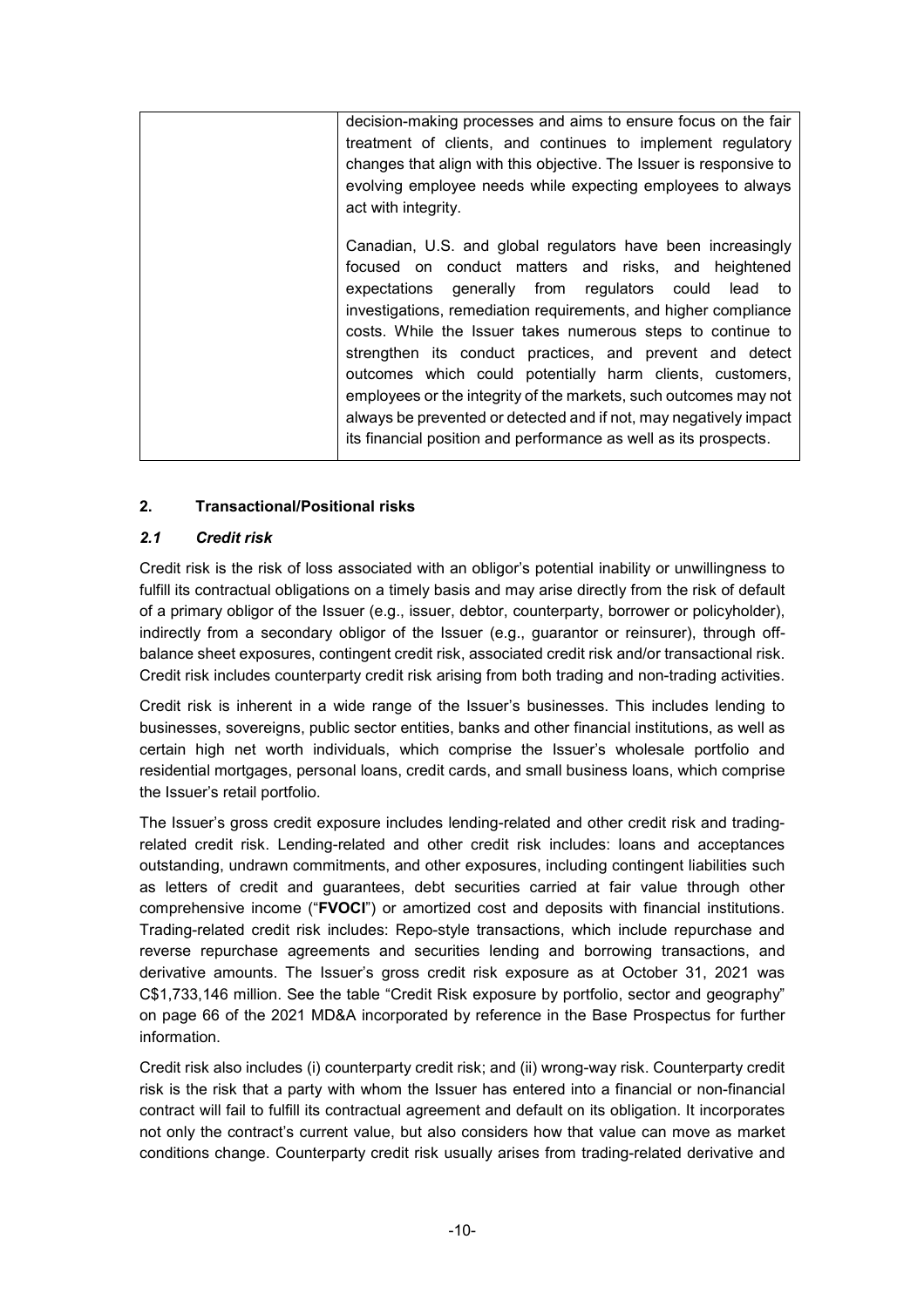| | decision-making processes and aims to ensure focus on the fair treatment of clients, and continues to implement regulatory changes that align with this objective. The Issuer is responsive to evolving employee needs while expecting employees to always act with integrity.<br><br>Canadian, U.S. and global regulators have been increasingly focused on conduct matters and risks, and heightened expectations generally from regulators could lead to investigations, remediation requirements, and higher compliance costs. While the Issuer takes numerous steps to continue to strengthen its conduct practices, and prevent and detect outcomes which could potentially harm clients, customers, employees or the integrity of the markets, such outcomes may not always be prevented or detected and if not, may negatively impact its financial position and performance as well as its prospects. |
|---|---|

## 2. Transactional/Positional risks

### *2.1 Credit risk*

Credit risk is the risk of loss associated with an obligor's potential inability or unwillingness to fulfill its contractual obligations on a timely basis and may arise directly from the risk of default of a primary obligor of the Issuer (e.g., issuer, debtor, counterparty, borrower or policyholder), indirectly from a secondary obligor of the Issuer (e.g., guarantor or reinsurer), through off-balance sheet exposures, contingent credit risk, associated credit risk and/or transactional risk. Credit risk includes counterparty credit risk arising from both trading and non-trading activities.

Credit risk is inherent in a wide range of the Issuer's businesses. This includes lending to businesses, sovereigns, public sector entities, banks and other financial institutions, as well as certain high net worth individuals, which comprise the Issuer's wholesale portfolio and residential mortgages, personal loans, credit cards, and small business loans, which comprise the Issuer's retail portfolio.

The Issuer's gross credit exposure includes lending-related and other credit risk and trading-related credit risk. Lending-related and other credit risk includes: loans and acceptances outstanding, undrawn commitments, and other exposures, including contingent liabilities such as letters of credit and guarantees, debt securities carried at fair value through other comprehensive income ("**FVOCI**") or amortized cost and deposits with financial institutions. Trading-related credit risk includes: Repo-style transactions, which include repurchase and reverse repurchase agreements and securities lending and borrowing transactions, and derivative amounts. The Issuer's gross credit risk exposure as at October 31, 2021 was C$1,733,146 million. See the table "Credit Risk exposure by portfolio, sector and geography" on page 66 of the 2021 MD&A incorporated by reference in the Base Prospectus for further information.

Credit risk also includes (i) counterparty credit risk; and (ii) wrong-way risk. Counterparty credit risk is the risk that a party with whom the Issuer has entered into a financial or non-financial contract will fail to fulfill its contractual agreement and default on its obligation. It incorporates not only the contract's current value, but also considers how that value can move as market conditions change. Counterparty credit risk usually arises from trading-related derivative and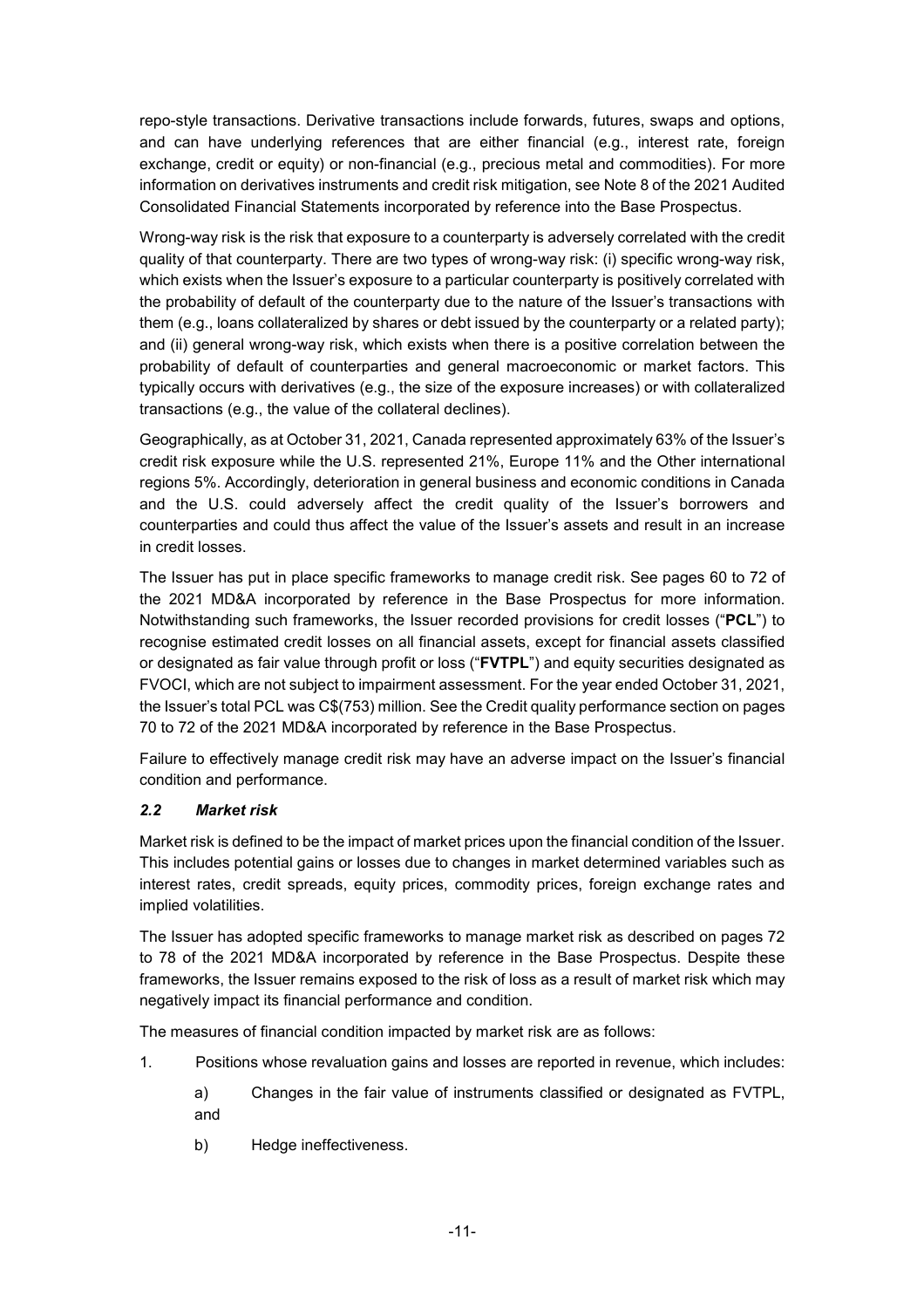repo-style transactions. Derivative transactions include forwards, futures, swaps and options, and can have underlying references that are either financial (e.g., interest rate, foreign exchange, credit or equity) or non-financial (e.g., precious metal and commodities). For more information on derivatives instruments and credit risk mitigation, see Note 8 of the 2021 Audited Consolidated Financial Statements incorporated by reference into the Base Prospectus.

Wrong-way risk is the risk that exposure to a counterparty is adversely correlated with the credit quality of that counterparty. There are two types of wrong-way risk: (i) specific wrong-way risk, which exists when the Issuer's exposure to a particular counterparty is positively correlated with the probability of default of the counterparty due to the nature of the Issuer's transactions with them (e.g., loans collateralized by shares or debt issued by the counterparty or a related party); and (ii) general wrong-way risk, which exists when there is a positive correlation between the probability of default of counterparties and general macroeconomic or market factors. This typically occurs with derivatives (e.g., the size of the exposure increases) or with collateralized transactions (e.g., the value of the collateral declines).

Geographically, as at October 31, 2021, Canada represented approximately 63% of the Issuer's credit risk exposure while the U.S. represented 21%, Europe 11% and the Other international regions 5%. Accordingly, deterioration in general business and economic conditions in Canada and the U.S. could adversely affect the credit quality of the Issuer's borrowers and counterparties and could thus affect the value of the Issuer's assets and result in an increase in credit losses.

The Issuer has put in place specific frameworks to manage credit risk. See pages 60 to 72 of the 2021 MD&A incorporated by reference in the Base Prospectus for more information. Notwithstanding such frameworks, the Issuer recorded provisions for credit losses ("**PCL**") to recognise estimated credit losses on all financial assets, except for financial assets classified or designated as fair value through profit or loss ("**FVTPL**") and equity securities designated as FVOCI, which are not subject to impairment assessment. For the year ended October 31, 2021, the Issuer's total PCL was C$(753) million. See the Credit quality performance section on pages 70 to 72 of the 2021 MD&A incorporated by reference in the Base Prospectus.

Failure to effectively manage credit risk may have an adverse impact on the Issuer's financial condition and performance.

### *2.2 Market risk*

Market risk is defined to be the impact of market prices upon the financial condition of the Issuer. This includes potential gains or losses due to changes in market determined variables such as interest rates, credit spreads, equity prices, commodity prices, foreign exchange rates and implied volatilities.

The Issuer has adopted specific frameworks to manage market risk as described on pages 72 to 78 of the 2021 MD&A incorporated by reference in the Base Prospectus. Despite these frameworks, the Issuer remains exposed to the risk of loss as a result of market risk which may negatively impact its financial performance and condition.

The measures of financial condition impacted by market risk are as follows:

1. Positions whose revaluation gains and losses are reported in revenue, which includes:

   a) Changes in the fair value of instruments classified or designated as FVTPL, and

   b) Hedge ineffectiveness.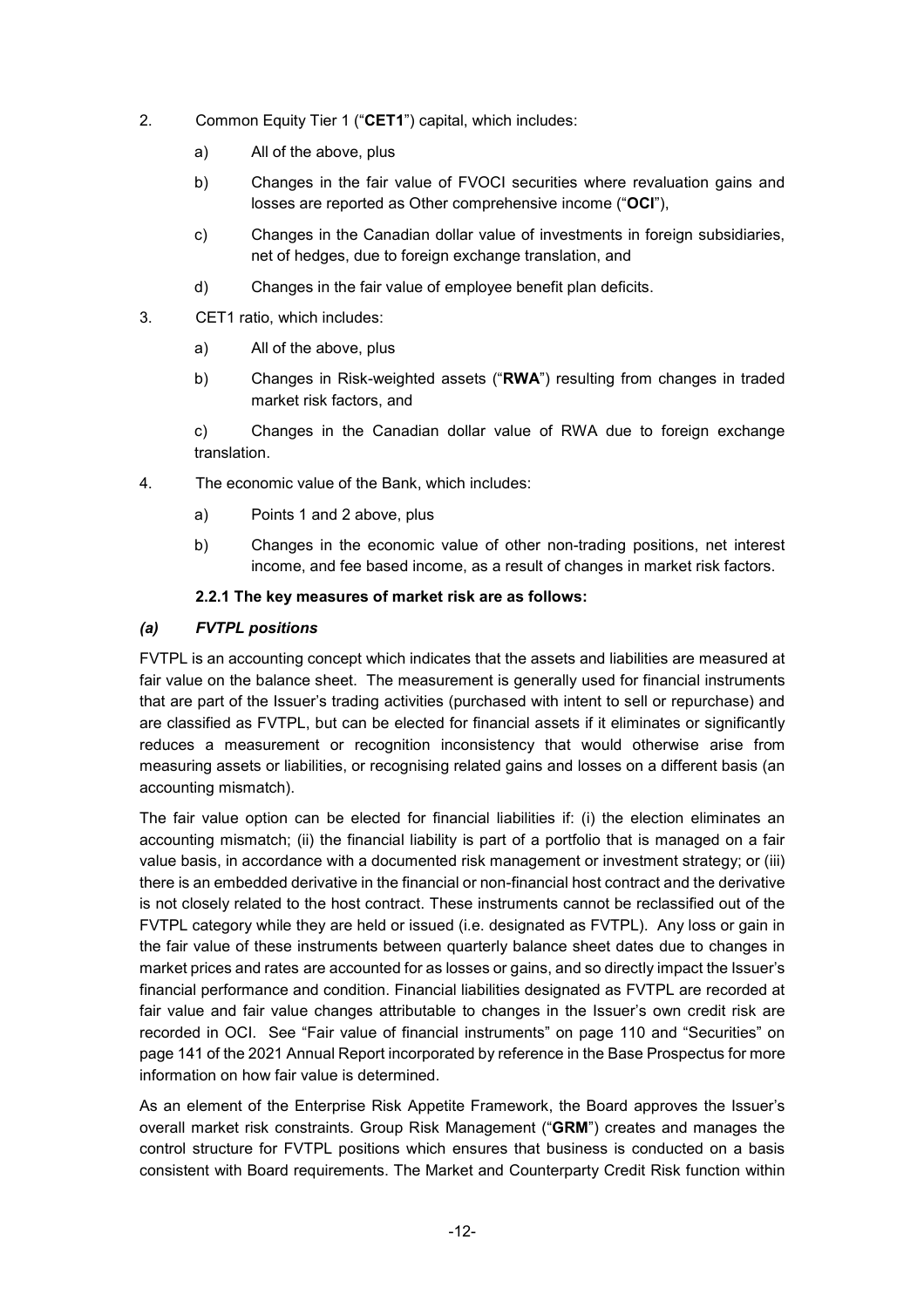2. Common Equity Tier 1 ("**CET1**") capital, which includes:

   a) All of the above, plus

   b) Changes in the fair value of FVOCI securities where revaluation gains and losses are reported as Other comprehensive income ("**OCI**"),

   c) Changes in the Canadian dollar value of investments in foreign subsidiaries, net of hedges, due to foreign exchange translation, and

   d) Changes in the fair value of employee benefit plan deficits.

3. CET1 ratio, which includes:

   a) All of the above, plus

   b) Changes in Risk-weighted assets ("**RWA**") resulting from changes in traded market risk factors, and

   c) Changes in the Canadian dollar value of RWA due to foreign exchange translation.

4. The economic value of the Bank, which includes:

   a) Points 1 and 2 above, plus

   b) Changes in the economic value of other non-trading positions, net interest income, and fee based income, as a result of changes in market risk factors.

**2.2.1 The key measures of market risk are as follows:**

***(a) FVTPL positions***

FVTPL is an accounting concept which indicates that the assets and liabilities are measured at fair value on the balance sheet. The measurement is generally used for financial instruments that are part of the Issuer's trading activities (purchased with intent to sell or repurchase) and are classified as FVTPL, but can be elected for financial assets if it eliminates or significantly reduces a measurement or recognition inconsistency that would otherwise arise from measuring assets or liabilities, or recognising related gains and losses on a different basis (an accounting mismatch).

The fair value option can be elected for financial liabilities if: (i) the election eliminates an accounting mismatch; (ii) the financial liability is part of a portfolio that is managed on a fair value basis, in accordance with a documented risk management or investment strategy; or (iii) there is an embedded derivative in the financial or non-financial host contract and the derivative is not closely related to the host contract. These instruments cannot be reclassified out of the FVTPL category while they are held or issued (i.e. designated as FVTPL). Any loss or gain in the fair value of these instruments between quarterly balance sheet dates due to changes in market prices and rates are accounted for as losses or gains, and so directly impact the Issuer's financial performance and condition. Financial liabilities designated as FVTPL are recorded at fair value and fair value changes attributable to changes in the Issuer's own credit risk are recorded in OCI. See "Fair value of financial instruments" on page 110 and "Securities" on page 141 of the 2021 Annual Report incorporated by reference in the Base Prospectus for more information on how fair value is determined.

As an element of the Enterprise Risk Appetite Framework, the Board approves the Issuer's overall market risk constraints. Group Risk Management ("**GRM**") creates and manages the control structure for FVTPL positions which ensures that business is conducted on a basis consistent with Board requirements. The Market and Counterparty Credit Risk function within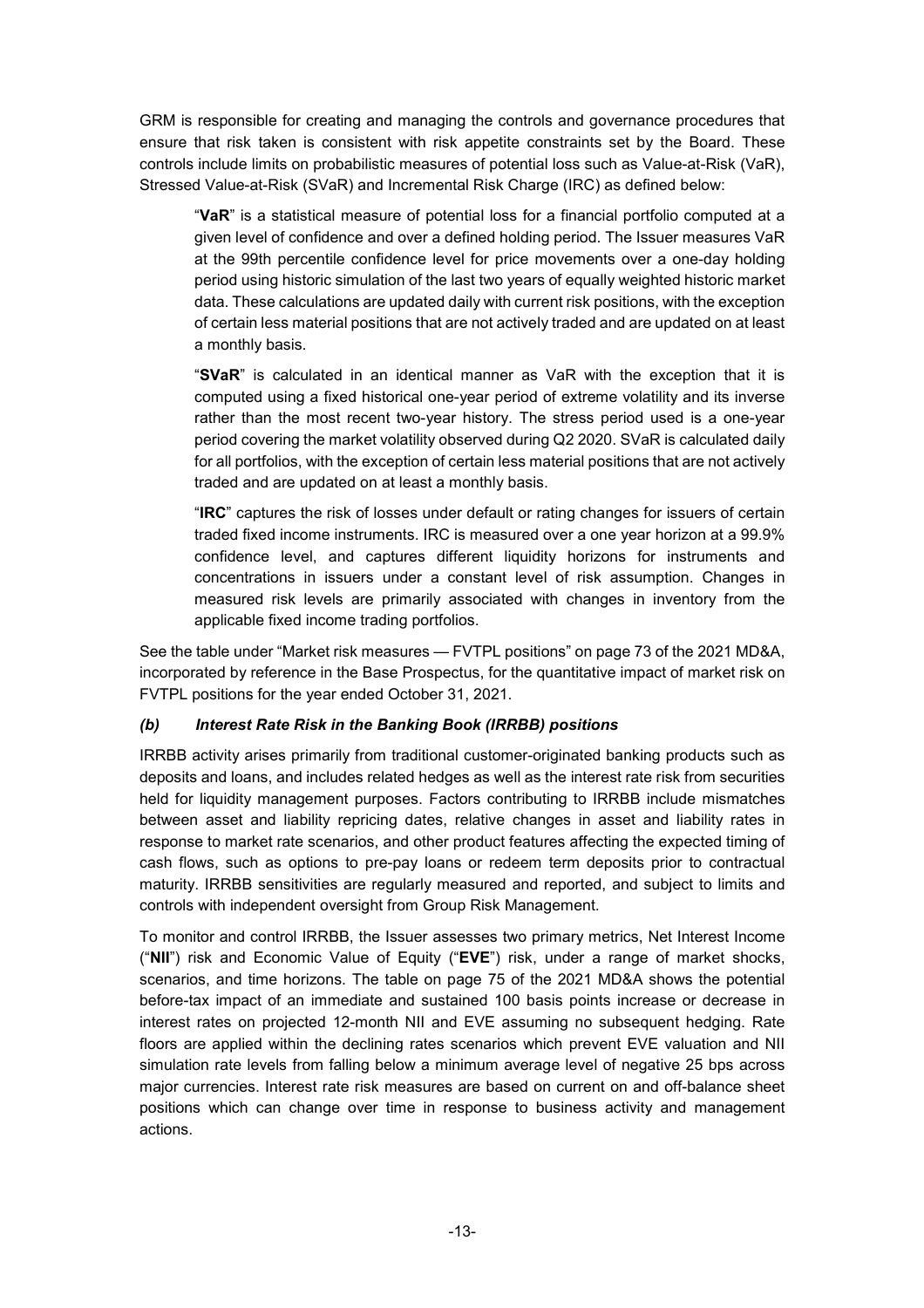GRM is responsible for creating and managing the controls and governance procedures that ensure that risk taken is consistent with risk appetite constraints set by the Board. These controls include limits on probabilistic measures of potential loss such as Value-at-Risk (VaR), Stressed Value-at-Risk (SVaR) and Incremental Risk Charge (IRC) as defined below:

> "**VaR**" is a statistical measure of potential loss for a financial portfolio computed at a given level of confidence and over a defined holding period. The Issuer measures VaR at the 99th percentile confidence level for price movements over a one-day holding period using historic simulation of the last two years of equally weighted historic market data. These calculations are updated daily with current risk positions, with the exception of certain less material positions that are not actively traded and are updated on at least a monthly basis.
>
> "**SVaR**" is calculated in an identical manner as VaR with the exception that it is computed using a fixed historical one-year period of extreme volatility and its inverse rather than the most recent two-year history. The stress period used is a one-year period covering the market volatility observed during Q2 2020. SVaR is calculated daily for all portfolios, with the exception of certain less material positions that are not actively traded and are updated on at least a monthly basis.
>
> "**IRC**" captures the risk of losses under default or rating changes for issuers of certain traded fixed income instruments. IRC is measured over a one year horizon at a 99.9% confidence level, and captures different liquidity horizons for instruments and concentrations in issuers under a constant level of risk assumption. Changes in measured risk levels are primarily associated with changes in inventory from the applicable fixed income trading portfolios.

See the table under "Market risk measures — FVTPL positions" on page 73 of the 2021 MD&A, incorporated by reference in the Base Prospectus, for the quantitative impact of market risk on FVTPL positions for the year ended October 31, 2021.

### *(b) Interest Rate Risk in the Banking Book (IRRBB) positions*

IRRBB activity arises primarily from traditional customer-originated banking products such as deposits and loans, and includes related hedges as well as the interest rate risk from securities held for liquidity management purposes. Factors contributing to IRRBB include mismatches between asset and liability repricing dates, relative changes in asset and liability rates in response to market rate scenarios, and other product features affecting the expected timing of cash flows, such as options to pre-pay loans or redeem term deposits prior to contractual maturity. IRRBB sensitivities are regularly measured and reported, and subject to limits and controls with independent oversight from Group Risk Management.

To monitor and control IRRBB, the Issuer assesses two primary metrics, Net Interest Income ("**NII**") risk and Economic Value of Equity ("**EVE**") risk, under a range of market shocks, scenarios, and time horizons. The table on page 75 of the 2021 MD&A shows the potential before-tax impact of an immediate and sustained 100 basis points increase or decrease in interest rates on projected 12-month NII and EVE assuming no subsequent hedging. Rate floors are applied within the declining rates scenarios which prevent EVE valuation and NII simulation rate levels from falling below a minimum average level of negative 25 bps across major currencies. Interest rate risk measures are based on current on and off-balance sheet positions which can change over time in response to business activity and management actions.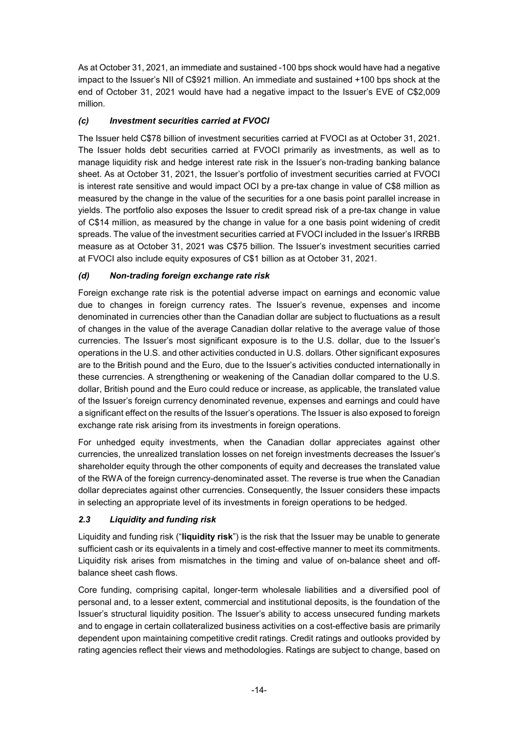As at October 31, 2021, an immediate and sustained -100 bps shock would have had a negative impact to the Issuer's NII of C$921 million. An immediate and sustained +100 bps shock at the end of October 31, 2021 would have had a negative impact to the Issuer's EVE of C$2,009 million.

### *(c) Investment securities carried at FVOCI*

The Issuer held C$78 billion of investment securities carried at FVOCI as at October 31, 2021. The Issuer holds debt securities carried at FVOCI primarily as investments, as well as to manage liquidity risk and hedge interest rate risk in the Issuer's non-trading banking balance sheet. As at October 31, 2021, the Issuer's portfolio of investment securities carried at FVOCI is interest rate sensitive and would impact OCI by a pre-tax change in value of C$8 million as measured by the change in the value of the securities for a one basis point parallel increase in yields. The portfolio also exposes the Issuer to credit spread risk of a pre-tax change in value of C$14 million, as measured by the change in value for a one basis point widening of credit spreads. The value of the investment securities carried at FVOCI included in the Issuer's IRRBB measure as at October 31, 2021 was C$75 billion. The Issuer's investment securities carried at FVOCI also include equity exposures of C$1 billion as at October 31, 2021.

### *(d) Non-trading foreign exchange rate risk*

Foreign exchange rate risk is the potential adverse impact on earnings and economic value due to changes in foreign currency rates. The Issuer's revenue, expenses and income denominated in currencies other than the Canadian dollar are subject to fluctuations as a result of changes in the value of the average Canadian dollar relative to the average value of those currencies. The Issuer's most significant exposure is to the U.S. dollar, due to the Issuer's operations in the U.S. and other activities conducted in U.S. dollars. Other significant exposures are to the British pound and the Euro, due to the Issuer's activities conducted internationally in these currencies. A strengthening or weakening of the Canadian dollar compared to the U.S. dollar, British pound and the Euro could reduce or increase, as applicable, the translated value of the Issuer's foreign currency denominated revenue, expenses and earnings and could have a significant effect on the results of the Issuer's operations. The Issuer is also exposed to foreign exchange rate risk arising from its investments in foreign operations.

For unhedged equity investments, when the Canadian dollar appreciates against other currencies, the unrealized translation losses on net foreign investments decreases the Issuer's shareholder equity through the other components of equity and decreases the translated value of the RWA of the foreign currency-denominated asset. The reverse is true when the Canadian dollar depreciates against other currencies. Consequently, the Issuer considers these impacts in selecting an appropriate level of its investments in foreign operations to be hedged.

## *2.3 Liquidity and funding risk*

Liquidity and funding risk ("**liquidity risk**") is the risk that the Issuer may be unable to generate sufficient cash or its equivalents in a timely and cost-effective manner to meet its commitments. Liquidity risk arises from mismatches in the timing and value of on-balance sheet and off-balance sheet cash flows.

Core funding, comprising capital, longer-term wholesale liabilities and a diversified pool of personal and, to a lesser extent, commercial and institutional deposits, is the foundation of the Issuer's structural liquidity position. The Issuer's ability to access unsecured funding markets and to engage in certain collateralized business activities on a cost-effective basis are primarily dependent upon maintaining competitive credit ratings. Credit ratings and outlooks provided by rating agencies reflect their views and methodologies. Ratings are subject to change, based on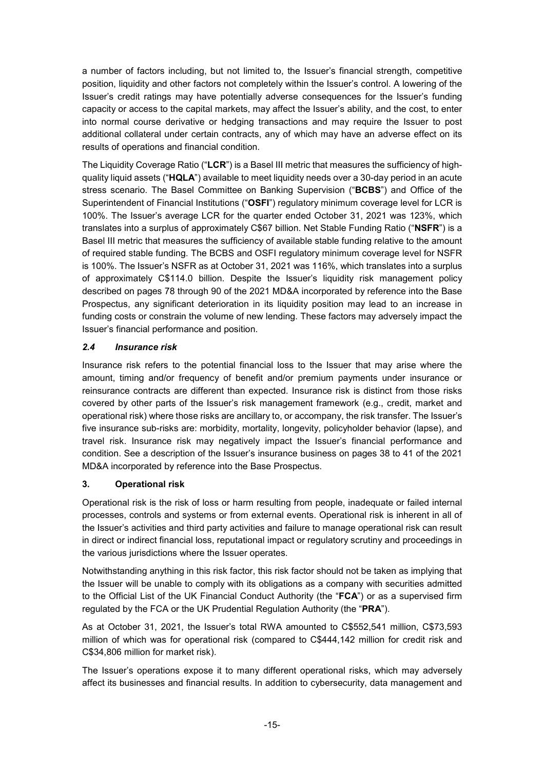a number of factors including, but not limited to, the Issuer's financial strength, competitive position, liquidity and other factors not completely within the Issuer's control. A lowering of the Issuer's credit ratings may have potentially adverse consequences for the Issuer's funding capacity or access to the capital markets, may affect the Issuer's ability, and the cost, to enter into normal course derivative or hedging transactions and may require the Issuer to post additional collateral under certain contracts, any of which may have an adverse effect on its results of operations and financial condition.

The Liquidity Coverage Ratio ("**LCR**") is a Basel III metric that measures the sufficiency of high-quality liquid assets ("**HQLA**") available to meet liquidity needs over a 30-day period in an acute stress scenario. The Basel Committee on Banking Supervision ("**BCBS**") and Office of the Superintendent of Financial Institutions ("**OSFI**") regulatory minimum coverage level for LCR is 100%. The Issuer's average LCR for the quarter ended October 31, 2021 was 123%, which translates into a surplus of approximately C$67 billion. Net Stable Funding Ratio ("**NSFR**") is a Basel III metric that measures the sufficiency of available stable funding relative to the amount of required stable funding. The BCBS and OSFI regulatory minimum coverage level for NSFR is 100%. The Issuer's NSFR as at October 31, 2021 was 116%, which translates into a surplus of approximately C$114.0 billion. Despite the Issuer's liquidity risk management policy described on pages 78 through 90 of the 2021 MD&A incorporated by reference into the Base Prospectus, any significant deterioration in its liquidity position may lead to an increase in funding costs or constrain the volume of new lending. These factors may adversely impact the Issuer's financial performance and position.

### *2.4 Insurance risk*

Insurance risk refers to the potential financial loss to the Issuer that may arise where the amount, timing and/or frequency of benefit and/or premium payments under insurance or reinsurance contracts are different than expected. Insurance risk is distinct from those risks covered by other parts of the Issuer's risk management framework (e.g., credit, market and operational risk) where those risks are ancillary to, or accompany, the risk transfer. The Issuer's five insurance sub-risks are: morbidity, mortality, longevity, policyholder behavior (lapse), and travel risk. Insurance risk may negatively impact the Issuer's financial performance and condition. See a description of the Issuer's insurance business on pages 38 to 41 of the 2021 MD&A incorporated by reference into the Base Prospectus.

## 3. Operational risk

Operational risk is the risk of loss or harm resulting from people, inadequate or failed internal processes, controls and systems or from external events. Operational risk is inherent in all of the Issuer's activities and third party activities and failure to manage operational risk can result in direct or indirect financial loss, reputational impact or regulatory scrutiny and proceedings in the various jurisdictions where the Issuer operates.

Notwithstanding anything in this risk factor, this risk factor should not be taken as implying that the Issuer will be unable to comply with its obligations as a company with securities admitted to the Official List of the UK Financial Conduct Authority (the "**FCA**") or as a supervised firm regulated by the FCA or the UK Prudential Regulation Authority (the "**PRA**").

As at October 31, 2021, the Issuer's total RWA amounted to C$552,541 million, C$73,593 million of which was for operational risk (compared to C$444,142 million for credit risk and C$34,806 million for market risk).

The Issuer's operations expose it to many different operational risks, which may adversely affect its businesses and financial results. In addition to cybersecurity, data management and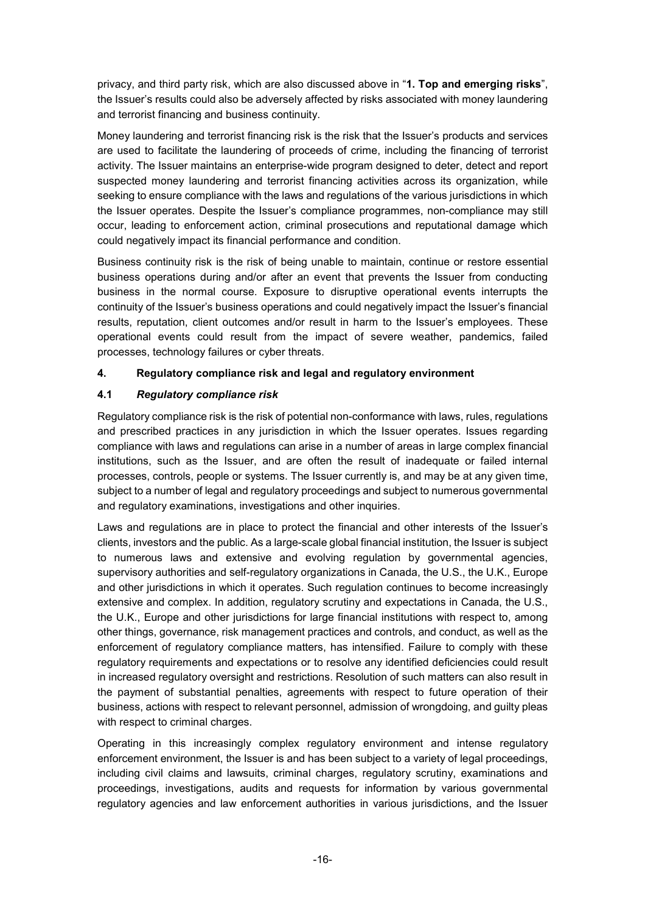privacy, and third party risk, which are also discussed above in "**1. Top and emerging risks**", the Issuer's results could also be adversely affected by risks associated with money laundering and terrorist financing and business continuity.

Money laundering and terrorist financing risk is the risk that the Issuer's products and services are used to facilitate the laundering of proceeds of crime, including the financing of terrorist activity. The Issuer maintains an enterprise-wide program designed to deter, detect and report suspected money laundering and terrorist financing activities across its organization, while seeking to ensure compliance with the laws and regulations of the various jurisdictions in which the Issuer operates. Despite the Issuer's compliance programmes, non-compliance may still occur, leading to enforcement action, criminal prosecutions and reputational damage which could negatively impact its financial performance and condition.

Business continuity risk is the risk of being unable to maintain, continue or restore essential business operations during and/or after an event that prevents the Issuer from conducting business in the normal course. Exposure to disruptive operational events interrupts the continuity of the Issuer's business operations and could negatively impact the Issuer's financial results, reputation, client outcomes and/or result in harm to the Issuer's employees. These operational events could result from the impact of severe weather, pandemics, failed processes, technology failures or cyber threats.

## 4. Regulatory compliance risk and legal and regulatory environment

### 4.1 *Regulatory compliance risk*

Regulatory compliance risk is the risk of potential non-conformance with laws, rules, regulations and prescribed practices in any jurisdiction in which the Issuer operates. Issues regarding compliance with laws and regulations can arise in a number of areas in large complex financial institutions, such as the Issuer, and are often the result of inadequate or failed internal processes, controls, people or systems. The Issuer currently is, and may be at any given time, subject to a number of legal and regulatory proceedings and subject to numerous governmental and regulatory examinations, investigations and other inquiries.

Laws and regulations are in place to protect the financial and other interests of the Issuer's clients, investors and the public. As a large-scale global financial institution, the Issuer is subject to numerous laws and extensive and evolving regulation by governmental agencies, supervisory authorities and self-regulatory organizations in Canada, the U.S., the U.K., Europe and other jurisdictions in which it operates. Such regulation continues to become increasingly extensive and complex. In addition, regulatory scrutiny and expectations in Canada, the U.S., the U.K., Europe and other jurisdictions for large financial institutions with respect to, among other things, governance, risk management practices and controls, and conduct, as well as the enforcement of regulatory compliance matters, has intensified. Failure to comply with these regulatory requirements and expectations or to resolve any identified deficiencies could result in increased regulatory oversight and restrictions. Resolution of such matters can also result in the payment of substantial penalties, agreements with respect to future operation of their business, actions with respect to relevant personnel, admission of wrongdoing, and guilty pleas with respect to criminal charges.

Operating in this increasingly complex regulatory environment and intense regulatory enforcement environment, the Issuer is and has been subject to a variety of legal proceedings, including civil claims and lawsuits, criminal charges, regulatory scrutiny, examinations and proceedings, investigations, audits and requests for information by various governmental regulatory agencies and law enforcement authorities in various jurisdictions, and the Issuer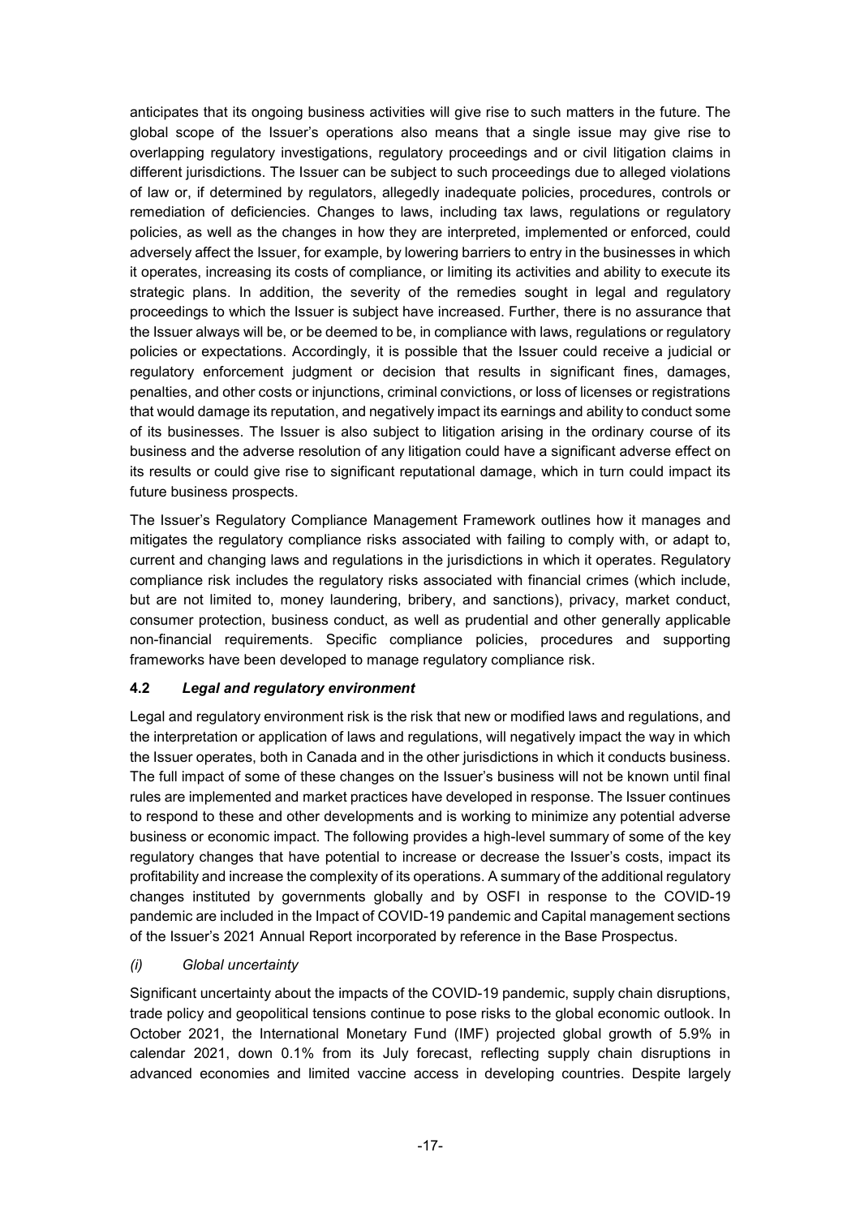anticipates that its ongoing business activities will give rise to such matters in the future. The global scope of the Issuer's operations also means that a single issue may give rise to overlapping regulatory investigations, regulatory proceedings and or civil litigation claims in different jurisdictions. The Issuer can be subject to such proceedings due to alleged violations of law or, if determined by regulators, allegedly inadequate policies, procedures, controls or remediation of deficiencies. Changes to laws, including tax laws, regulations or regulatory policies, as well as the changes in how they are interpreted, implemented or enforced, could adversely affect the Issuer, for example, by lowering barriers to entry in the businesses in which it operates, increasing its costs of compliance, or limiting its activities and ability to execute its strategic plans. In addition, the severity of the remedies sought in legal and regulatory proceedings to which the Issuer is subject have increased. Further, there is no assurance that the Issuer always will be, or be deemed to be, in compliance with laws, regulations or regulatory policies or expectations. Accordingly, it is possible that the Issuer could receive a judicial or regulatory enforcement judgment or decision that results in significant fines, damages, penalties, and other costs or injunctions, criminal convictions, or loss of licenses or registrations that would damage its reputation, and negatively impact its earnings and ability to conduct some of its businesses. The Issuer is also subject to litigation arising in the ordinary course of its business and the adverse resolution of any litigation could have a significant adverse effect on its results or could give rise to significant reputational damage, which in turn could impact its future business prospects.

The Issuer's Regulatory Compliance Management Framework outlines how it manages and mitigates the regulatory compliance risks associated with failing to comply with, or adapt to, current and changing laws and regulations in the jurisdictions in which it operates. Regulatory compliance risk includes the regulatory risks associated with financial crimes (which include, but are not limited to, money laundering, bribery, and sanctions), privacy, market conduct, consumer protection, business conduct, as well as prudential and other generally applicable non-financial requirements. Specific compliance policies, procedures and supporting frameworks have been developed to manage regulatory compliance risk.

### 4.2 *Legal and regulatory environment*

Legal and regulatory environment risk is the risk that new or modified laws and regulations, and the interpretation or application of laws and regulations, will negatively impact the way in which the Issuer operates, both in Canada and in the other jurisdictions in which it conducts business. The full impact of some of these changes on the Issuer's business will not be known until final rules are implemented and market practices have developed in response. The Issuer continues to respond to these and other developments and is working to minimize any potential adverse business or economic impact. The following provides a high-level summary of some of the key regulatory changes that have potential to increase or decrease the Issuer's costs, impact its profitability and increase the complexity of its operations. A summary of the additional regulatory changes instituted by governments globally and by OSFI in response to the COVID-19 pandemic are included in the Impact of COVID-19 pandemic and Capital management sections of the Issuer's 2021 Annual Report incorporated by reference in the Base Prospectus.

#### *(i) Global uncertainty*

Significant uncertainty about the impacts of the COVID-19 pandemic, supply chain disruptions, trade policy and geopolitical tensions continue to pose risks to the global economic outlook. In October 2021, the International Monetary Fund (IMF) projected global growth of 5.9% in calendar 2021, down 0.1% from its July forecast, reflecting supply chain disruptions in advanced economies and limited vaccine access in developing countries. Despite largely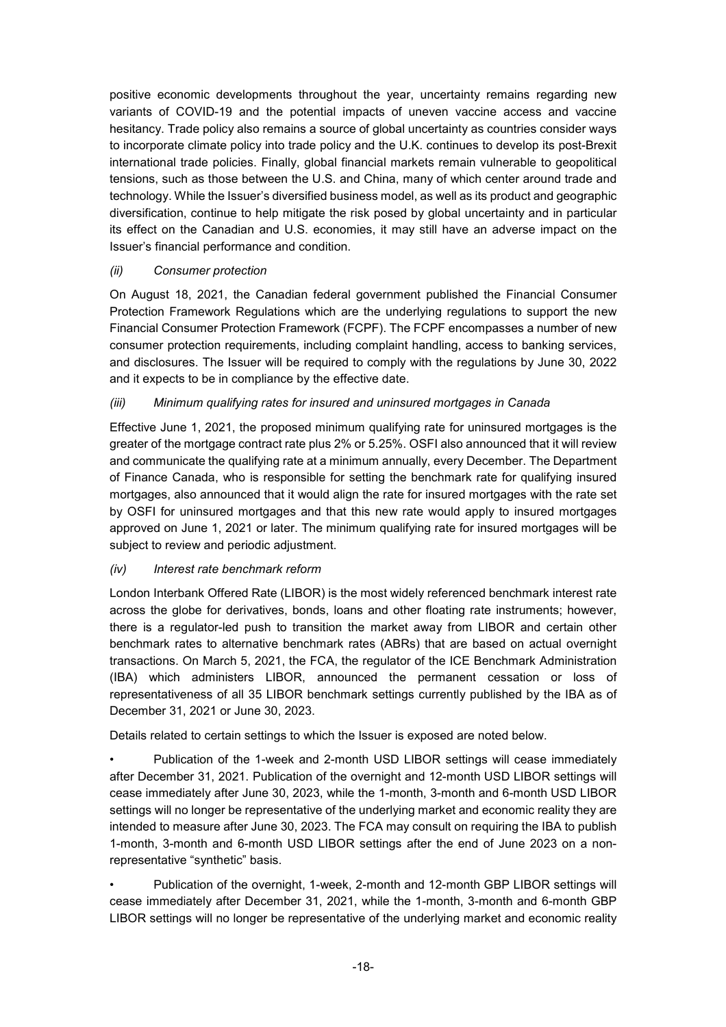positive economic developments throughout the year, uncertainty remains regarding new variants of COVID-19 and the potential impacts of uneven vaccine access and vaccine hesitancy. Trade policy also remains a source of global uncertainty as countries consider ways to incorporate climate policy into trade policy and the U.K. continues to develop its post-Brexit international trade policies. Finally, global financial markets remain vulnerable to geopolitical tensions, such as those between the U.S. and China, many of which center around trade and technology. While the Issuer's diversified business model, as well as its product and geographic diversification, continue to help mitigate the risk posed by global uncertainty and in particular its effect on the Canadian and U.S. economies, it may still have an adverse impact on the Issuer's financial performance and condition.

*(ii) Consumer protection*

On August 18, 2021, the Canadian federal government published the Financial Consumer Protection Framework Regulations which are the underlying regulations to support the new Financial Consumer Protection Framework (FCPF). The FCPF encompasses a number of new consumer protection requirements, including complaint handling, access to banking services, and disclosures. The Issuer will be required to comply with the regulations by June 30, 2022 and it expects to be in compliance by the effective date.

*(iii) Minimum qualifying rates for insured and uninsured mortgages in Canada*

Effective June 1, 2021, the proposed minimum qualifying rate for uninsured mortgages is the greater of the mortgage contract rate plus 2% or 5.25%. OSFI also announced that it will review and communicate the qualifying rate at a minimum annually, every December. The Department of Finance Canada, who is responsible for setting the benchmark rate for qualifying insured mortgages, also announced that it would align the rate for insured mortgages with the rate set by OSFI for uninsured mortgages and that this new rate would apply to insured mortgages approved on June 1, 2021 or later. The minimum qualifying rate for insured mortgages will be subject to review and periodic adjustment.

*(iv) Interest rate benchmark reform*

London Interbank Offered Rate (LIBOR) is the most widely referenced benchmark interest rate across the globe for derivatives, bonds, loans and other floating rate instruments; however, there is a regulator-led push to transition the market away from LIBOR and certain other benchmark rates to alternative benchmark rates (ABRs) that are based on actual overnight transactions. On March 5, 2021, the FCA, the regulator of the ICE Benchmark Administration (IBA) which administers LIBOR, announced the permanent cessation or loss of representativeness of all 35 LIBOR benchmark settings currently published by the IBA as of December 31, 2021 or June 30, 2023.

Details related to certain settings to which the Issuer is exposed are noted below.

- Publication of the 1-week and 2-month USD LIBOR settings will cease immediately after December 31, 2021. Publication of the overnight and 12-month USD LIBOR settings will cease immediately after June 30, 2023, while the 1-month, 3-month and 6-month USD LIBOR settings will no longer be representative of the underlying market and economic reality they are intended to measure after June 30, 2023. The FCA may consult on requiring the IBA to publish 1-month, 3-month and 6-month USD LIBOR settings after the end of June 2023 on a non-representative "synthetic" basis.

- Publication of the overnight, 1-week, 2-month and 12-month GBP LIBOR settings will cease immediately after December 31, 2021, while the 1-month, 3-month and 6-month GBP LIBOR settings will no longer be representative of the underlying market and economic reality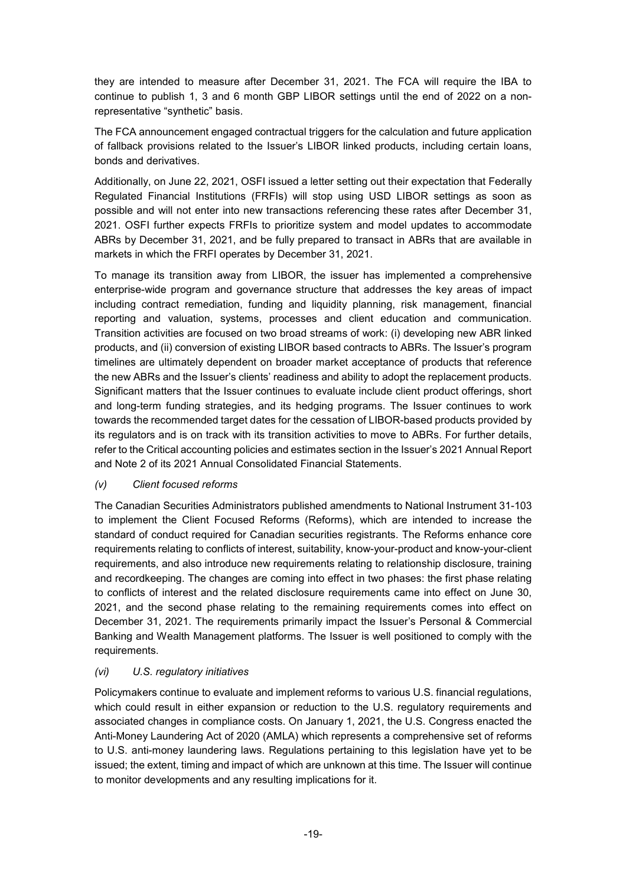they are intended to measure after December 31, 2021. The FCA will require the IBA to continue to publish 1, 3 and 6 month GBP LIBOR settings until the end of 2022 on a non-representative "synthetic" basis.

The FCA announcement engaged contractual triggers for the calculation and future application of fallback provisions related to the Issuer's LIBOR linked products, including certain loans, bonds and derivatives.

Additionally, on June 22, 2021, OSFI issued a letter setting out their expectation that Federally Regulated Financial Institutions (FRFIs) will stop using USD LIBOR settings as soon as possible and will not enter into new transactions referencing these rates after December 31, 2021. OSFI further expects FRFIs to prioritize system and model updates to accommodate ABRs by December 31, 2021, and be fully prepared to transact in ABRs that are available in markets in which the FRFI operates by December 31, 2021.

To manage its transition away from LIBOR, the issuer has implemented a comprehensive enterprise-wide program and governance structure that addresses the key areas of impact including contract remediation, funding and liquidity planning, risk management, financial reporting and valuation, systems, processes and client education and communication. Transition activities are focused on two broad streams of work: (i) developing new ABR linked products, and (ii) conversion of existing LIBOR based contracts to ABRs. The Issuer's program timelines are ultimately dependent on broader market acceptance of products that reference the new ABRs and the Issuer's clients' readiness and ability to adopt the replacement products. Significant matters that the Issuer continues to evaluate include client product offerings, short and long-term funding strategies, and its hedging programs. The Issuer continues to work towards the recommended target dates for the cessation of LIBOR-based products provided by its regulators and is on track with its transition activities to move to ABRs. For further details, refer to the Critical accounting policies and estimates section in the Issuer's 2021 Annual Report and Note 2 of its 2021 Annual Consolidated Financial Statements.

*(v) Client focused reforms*

The Canadian Securities Administrators published amendments to National Instrument 31-103 to implement the Client Focused Reforms (Reforms), which are intended to increase the standard of conduct required for Canadian securities registrants. The Reforms enhance core requirements relating to conflicts of interest, suitability, know-your-product and know-your-client requirements, and also introduce new requirements relating to relationship disclosure, training and recordkeeping. The changes are coming into effect in two phases: the first phase relating to conflicts of interest and the related disclosure requirements came into effect on June 30, 2021, and the second phase relating to the remaining requirements comes into effect on December 31, 2021. The requirements primarily impact the Issuer's Personal & Commercial Banking and Wealth Management platforms. The Issuer is well positioned to comply with the requirements.

*(vi) U.S. regulatory initiatives*

Policymakers continue to evaluate and implement reforms to various U.S. financial regulations, which could result in either expansion or reduction to the U.S. regulatory requirements and associated changes in compliance costs. On January 1, 2021, the U.S. Congress enacted the Anti-Money Laundering Act of 2020 (AMLA) which represents a comprehensive set of reforms to U.S. anti-money laundering laws. Regulations pertaining to this legislation have yet to be issued; the extent, timing and impact of which are unknown at this time. The Issuer will continue to monitor developments and any resulting implications for it.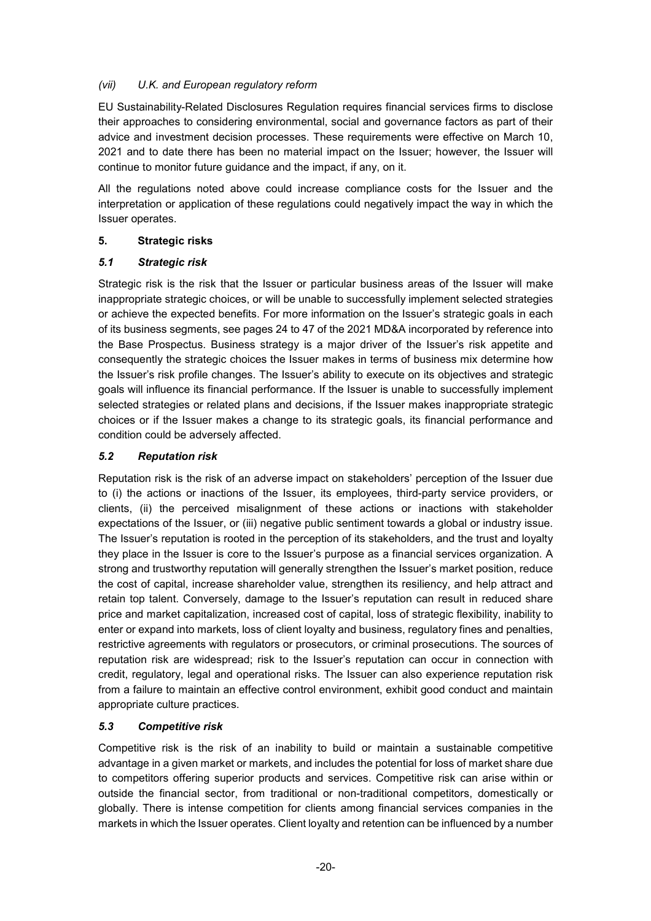*(vii) U.K. and European regulatory reform*

EU Sustainability-Related Disclosures Regulation requires financial services firms to disclose their approaches to considering environmental, social and governance factors as part of their advice and investment decision processes. These requirements were effective on March 10, 2021 and to date there has been no material impact on the Issuer; however, the Issuer will continue to monitor future guidance and the impact, if any, on it.

All the regulations noted above could increase compliance costs for the Issuer and the interpretation or application of these regulations could negatively impact the way in which the Issuer operates.

## 5. Strategic risks

### *5.1 Strategic risk*

Strategic risk is the risk that the Issuer or particular business areas of the Issuer will make inappropriate strategic choices, or will be unable to successfully implement selected strategies or achieve the expected benefits. For more information on the Issuer's strategic goals in each of its business segments, see pages 24 to 47 of the 2021 MD&A incorporated by reference into the Base Prospectus. Business strategy is a major driver of the Issuer's risk appetite and consequently the strategic choices the Issuer makes in terms of business mix determine how the Issuer's risk profile changes. The Issuer's ability to execute on its objectives and strategic goals will influence its financial performance. If the Issuer is unable to successfully implement selected strategies or related plans and decisions, if the Issuer makes inappropriate strategic choices or if the Issuer makes a change to its strategic goals, its financial performance and condition could be adversely affected.

### *5.2 Reputation risk*

Reputation risk is the risk of an adverse impact on stakeholders' perception of the Issuer due to (i) the actions or inactions of the Issuer, its employees, third-party service providers, or clients, (ii) the perceived misalignment of these actions or inactions with stakeholder expectations of the Issuer, or (iii) negative public sentiment towards a global or industry issue. The Issuer's reputation is rooted in the perception of its stakeholders, and the trust and loyalty they place in the Issuer is core to the Issuer's purpose as a financial services organization. A strong and trustworthy reputation will generally strengthen the Issuer's market position, reduce the cost of capital, increase shareholder value, strengthen its resiliency, and help attract and retain top talent. Conversely, damage to the Issuer's reputation can result in reduced share price and market capitalization, increased cost of capital, loss of strategic flexibility, inability to enter or expand into markets, loss of client loyalty and business, regulatory fines and penalties, restrictive agreements with regulators or prosecutors, or criminal prosecutions. The sources of reputation risk are widespread; risk to the Issuer's reputation can occur in connection with credit, regulatory, legal and operational risks. The Issuer can also experience reputation risk from a failure to maintain an effective control environment, exhibit good conduct and maintain appropriate culture practices.

### *5.3 Competitive risk*

Competitive risk is the risk of an inability to build or maintain a sustainable competitive advantage in a given market or markets, and includes the potential for loss of market share due to competitors offering superior products and services. Competitive risk can arise within or outside the financial sector, from traditional or non-traditional competitors, domestically or globally. There is intense competition for clients among financial services companies in the markets in which the Issuer operates. Client loyalty and retention can be influenced by a number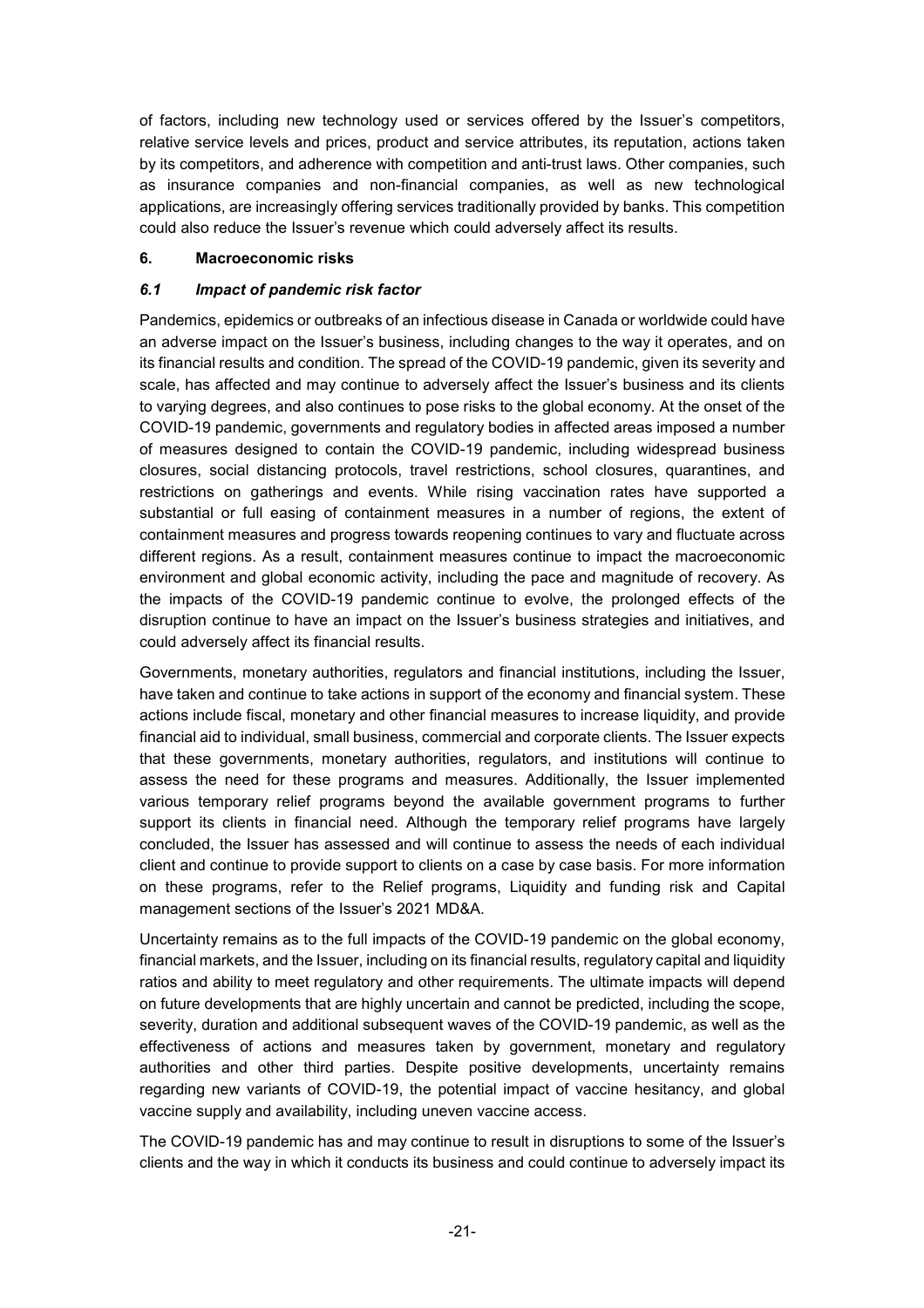of factors, including new technology used or services offered by the Issuer's competitors, relative service levels and prices, product and service attributes, its reputation, actions taken by its competitors, and adherence with competition and anti-trust laws. Other companies, such as insurance companies and non-financial companies, as well as new technological applications, are increasingly offering services traditionally provided by banks. This competition could also reduce the Issuer's revenue which could adversely affect its results.

## 6. Macroeconomic risks

### *6.1 Impact of pandemic risk factor*

Pandemics, epidemics or outbreaks of an infectious disease in Canada or worldwide could have an adverse impact on the Issuer's business, including changes to the way it operates, and on its financial results and condition. The spread of the COVID-19 pandemic, given its severity and scale, has affected and may continue to adversely affect the Issuer's business and its clients to varying degrees, and also continues to pose risks to the global economy. At the onset of the COVID-19 pandemic, governments and regulatory bodies in affected areas imposed a number of measures designed to contain the COVID-19 pandemic, including widespread business closures, social distancing protocols, travel restrictions, school closures, quarantines, and restrictions on gatherings and events. While rising vaccination rates have supported a substantial or full easing of containment measures in a number of regions, the extent of containment measures and progress towards reopening continues to vary and fluctuate across different regions. As a result, containment measures continue to impact the macroeconomic environment and global economic activity, including the pace and magnitude of recovery. As the impacts of the COVID-19 pandemic continue to evolve, the prolonged effects of the disruption continue to have an impact on the Issuer's business strategies and initiatives, and could adversely affect its financial results.

Governments, monetary authorities, regulators and financial institutions, including the Issuer, have taken and continue to take actions in support of the economy and financial system. These actions include fiscal, monetary and other financial measures to increase liquidity, and provide financial aid to individual, small business, commercial and corporate clients. The Issuer expects that these governments, monetary authorities, regulators, and institutions will continue to assess the need for these programs and measures. Additionally, the Issuer implemented various temporary relief programs beyond the available government programs to further support its clients in financial need. Although the temporary relief programs have largely concluded, the Issuer has assessed and will continue to assess the needs of each individual client and continue to provide support to clients on a case by case basis. For more information on these programs, refer to the Relief programs, Liquidity and funding risk and Capital management sections of the Issuer's 2021 MD&A.

Uncertainty remains as to the full impacts of the COVID-19 pandemic on the global economy, financial markets, and the Issuer, including on its financial results, regulatory capital and liquidity ratios and ability to meet regulatory and other requirements. The ultimate impacts will depend on future developments that are highly uncertain and cannot be predicted, including the scope, severity, duration and additional subsequent waves of the COVID-19 pandemic, as well as the effectiveness of actions and measures taken by government, monetary and regulatory authorities and other third parties. Despite positive developments, uncertainty remains regarding new variants of COVID-19, the potential impact of vaccine hesitancy, and global vaccine supply and availability, including uneven vaccine access.

The COVID-19 pandemic has and may continue to result in disruptions to some of the Issuer's clients and the way in which it conducts its business and could continue to adversely impact its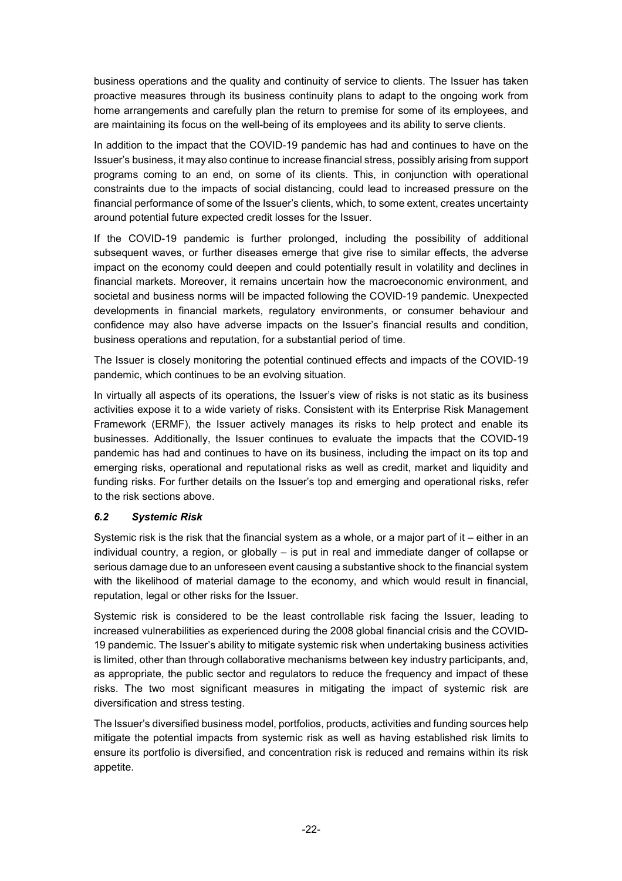business operations and the quality and continuity of service to clients. The Issuer has taken proactive measures through its business continuity plans to adapt to the ongoing work from home arrangements and carefully plan the return to premise for some of its employees, and are maintaining its focus on the well-being of its employees and its ability to serve clients.

In addition to the impact that the COVID-19 pandemic has had and continues to have on the Issuer's business, it may also continue to increase financial stress, possibly arising from support programs coming to an end, on some of its clients. This, in conjunction with operational constraints due to the impacts of social distancing, could lead to increased pressure on the financial performance of some of the Issuer's clients, which, to some extent, creates uncertainty around potential future expected credit losses for the Issuer.

If the COVID-19 pandemic is further prolonged, including the possibility of additional subsequent waves, or further diseases emerge that give rise to similar effects, the adverse impact on the economy could deepen and could potentially result in volatility and declines in financial markets. Moreover, it remains uncertain how the macroeconomic environment, and societal and business norms will be impacted following the COVID-19 pandemic. Unexpected developments in financial markets, regulatory environments, or consumer behaviour and confidence may also have adverse impacts on the Issuer's financial results and condition, business operations and reputation, for a substantial period of time.

The Issuer is closely monitoring the potential continued effects and impacts of the COVID-19 pandemic, which continues to be an evolving situation.

In virtually all aspects of its operations, the Issuer's view of risks is not static as its business activities expose it to a wide variety of risks. Consistent with its Enterprise Risk Management Framework (ERMF), the Issuer actively manages its risks to help protect and enable its businesses. Additionally, the Issuer continues to evaluate the impacts that the COVID-19 pandemic has had and continues to have on its business, including the impact on its top and emerging risks, operational and reputational risks as well as credit, market and liquidity and funding risks. For further details on the Issuer's top and emerging and operational risks, refer to the risk sections above.

### *6.2 Systemic Risk*

Systemic risk is the risk that the financial system as a whole, or a major part of it – either in an individual country, a region, or globally – is put in real and immediate danger of collapse or serious damage due to an unforeseen event causing a substantive shock to the financial system with the likelihood of material damage to the economy, and which would result in financial, reputation, legal or other risks for the Issuer.

Systemic risk is considered to be the least controllable risk facing the Issuer, leading to increased vulnerabilities as experienced during the 2008 global financial crisis and the COVID-19 pandemic. The Issuer's ability to mitigate systemic risk when undertaking business activities is limited, other than through collaborative mechanisms between key industry participants, and, as appropriate, the public sector and regulators to reduce the frequency and impact of these risks. The two most significant measures in mitigating the impact of systemic risk are diversification and stress testing.

The Issuer's diversified business model, portfolios, products, activities and funding sources help mitigate the potential impacts from systemic risk as well as having established risk limits to ensure its portfolio is diversified, and concentration risk is reduced and remains within its risk appetite.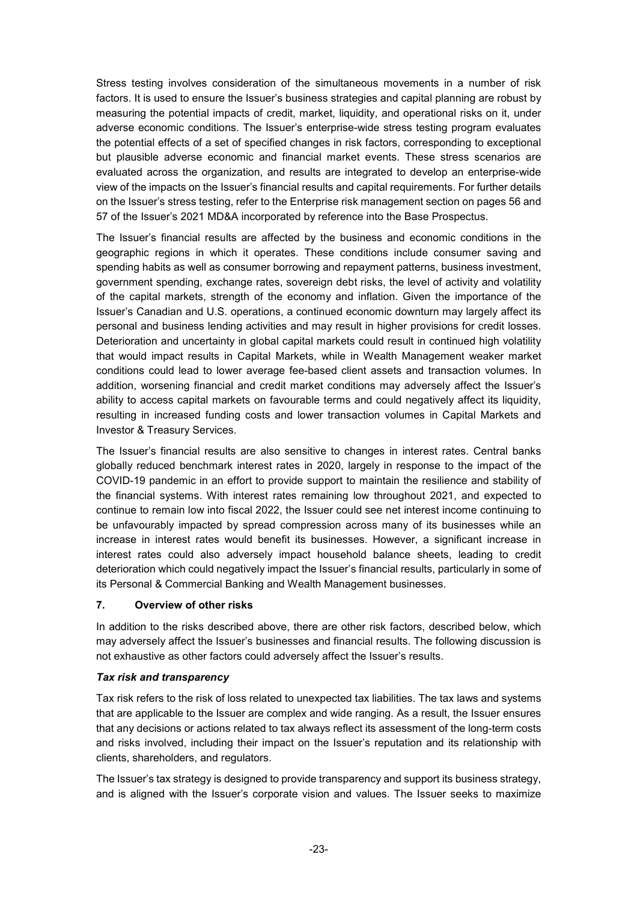Stress testing involves consideration of the simultaneous movements in a number of risk factors. It is used to ensure the Issuer's business strategies and capital planning are robust by measuring the potential impacts of credit, market, liquidity, and operational risks on it, under adverse economic conditions. The Issuer's enterprise-wide stress testing program evaluates the potential effects of a set of specified changes in risk factors, corresponding to exceptional but plausible adverse economic and financial market events. These stress scenarios are evaluated across the organization, and results are integrated to develop an enterprise-wide view of the impacts on the Issuer's financial results and capital requirements. For further details on the Issuer's stress testing, refer to the Enterprise risk management section on pages 56 and 57 of the Issuer's 2021 MD&A incorporated by reference into the Base Prospectus.

The Issuer's financial results are affected by the business and economic conditions in the geographic regions in which it operates. These conditions include consumer saving and spending habits as well as consumer borrowing and repayment patterns, business investment, government spending, exchange rates, sovereign debt risks, the level of activity and volatility of the capital markets, strength of the economy and inflation. Given the importance of the Issuer's Canadian and U.S. operations, a continued economic downturn may largely affect its personal and business lending activities and may result in higher provisions for credit losses. Deterioration and uncertainty in global capital markets could result in continued high volatility that would impact results in Capital Markets, while in Wealth Management weaker market conditions could lead to lower average fee-based client assets and transaction volumes. In addition, worsening financial and credit market conditions may adversely affect the Issuer's ability to access capital markets on favourable terms and could negatively affect its liquidity, resulting in increased funding costs and lower transaction volumes in Capital Markets and Investor & Treasury Services.

The Issuer's financial results are also sensitive to changes in interest rates. Central banks globally reduced benchmark interest rates in 2020, largely in response to the impact of the COVID-19 pandemic in an effort to provide support to maintain the resilience and stability of the financial systems. With interest rates remaining low throughout 2021, and expected to continue to remain low into fiscal 2022, the Issuer could see net interest income continuing to be unfavourably impacted by spread compression across many of its businesses while an increase in interest rates would benefit its businesses. However, a significant increase in interest rates could also adversely impact household balance sheets, leading to credit deterioration which could negatively impact the Issuer's financial results, particularly in some of its Personal & Commercial Banking and Wealth Management businesses.

## 7. Overview of other risks

In addition to the risks described above, there are other risk factors, described below, which may adversely affect the Issuer's businesses and financial results. The following discussion is not exhaustive as other factors could adversely affect the Issuer's results.

***Tax risk and transparency***

Tax risk refers to the risk of loss related to unexpected tax liabilities. The tax laws and systems that are applicable to the Issuer are complex and wide ranging. As a result, the Issuer ensures that any decisions or actions related to tax always reflect its assessment of the long-term costs and risks involved, including their impact on the Issuer's reputation and its relationship with clients, shareholders, and regulators.

The Issuer's tax strategy is designed to provide transparency and support its business strategy, and is aligned with the Issuer's corporate vision and values. The Issuer seeks to maximize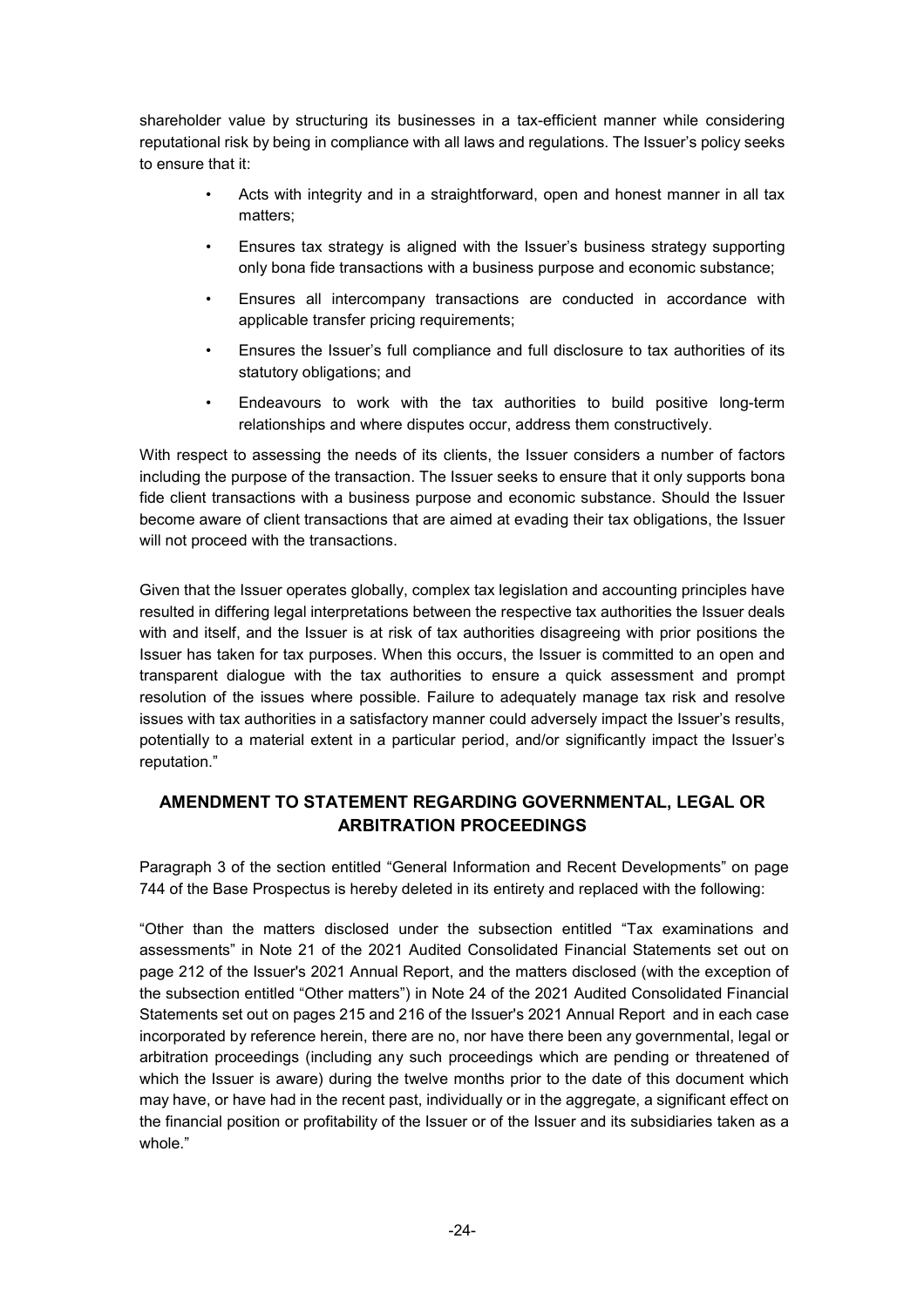shareholder value by structuring its businesses in a tax-efficient manner while considering reputational risk by being in compliance with all laws and regulations. The Issuer's policy seeks to ensure that it:

- Acts with integrity and in a straightforward, open and honest manner in all tax matters;
- Ensures tax strategy is aligned with the Issuer's business strategy supporting only bona fide transactions with a business purpose and economic substance;
- Ensures all intercompany transactions are conducted in accordance with applicable transfer pricing requirements;
- Ensures the Issuer's full compliance and full disclosure to tax authorities of its statutory obligations; and
- Endeavours to work with the tax authorities to build positive long-term relationships and where disputes occur, address them constructively.

With respect to assessing the needs of its clients, the Issuer considers a number of factors including the purpose of the transaction. The Issuer seeks to ensure that it only supports bona fide client transactions with a business purpose and economic substance. Should the Issuer become aware of client transactions that are aimed at evading their tax obligations, the Issuer will not proceed with the transactions.

Given that the Issuer operates globally, complex tax legislation and accounting principles have resulted in differing legal interpretations between the respective tax authorities the Issuer deals with and itself, and the Issuer is at risk of tax authorities disagreeing with prior positions the Issuer has taken for tax purposes. When this occurs, the Issuer is committed to an open and transparent dialogue with the tax authorities to ensure a quick assessment and prompt resolution of the issues where possible. Failure to adequately manage tax risk and resolve issues with tax authorities in a satisfactory manner could adversely impact the Issuer's results, potentially to a material extent in a particular period, and/or significantly impact the Issuer's reputation."

## AMENDMENT TO STATEMENT REGARDING GOVERNMENTAL, LEGAL OR ARBITRATION PROCEEDINGS

Paragraph 3 of the section entitled "General Information and Recent Developments" on page 744 of the Base Prospectus is hereby deleted in its entirety and replaced with the following:

"Other than the matters disclosed under the subsection entitled "Tax examinations and assessments" in Note 21 of the 2021 Audited Consolidated Financial Statements set out on page 212 of the Issuer's 2021 Annual Report, and the matters disclosed (with the exception of the subsection entitled "Other matters") in Note 24 of the 2021 Audited Consolidated Financial Statements set out on pages 215 and 216 of the Issuer's 2021 Annual Report and in each case incorporated by reference herein, there are no, nor have there been any governmental, legal or arbitration proceedings (including any such proceedings which are pending or threatened of which the Issuer is aware) during the twelve months prior to the date of this document which may have, or have had in the recent past, individually or in the aggregate, a significant effect on the financial position or profitability of the Issuer or of the Issuer and its subsidiaries taken as a whole."